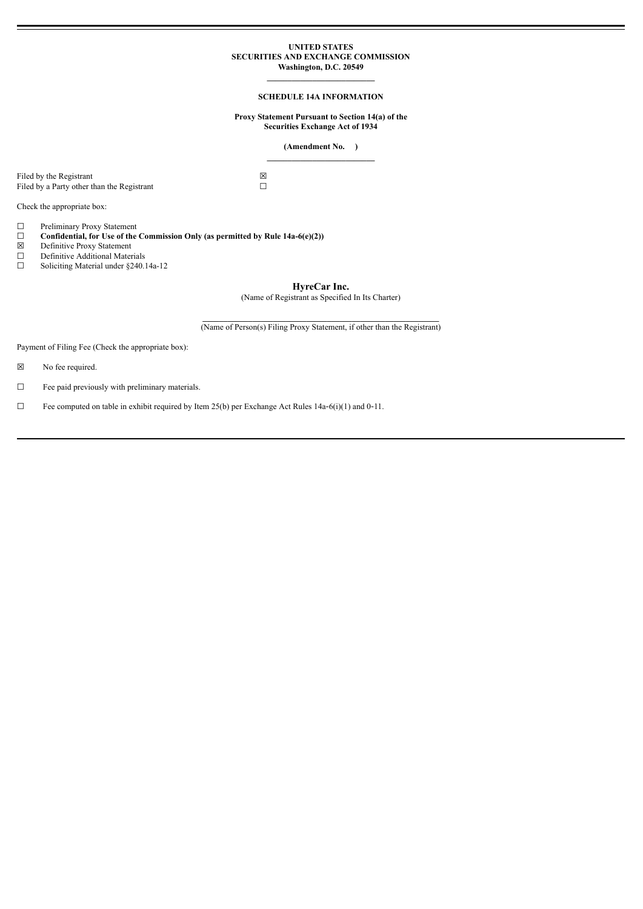**UNITED STATES**
**SECURITIES AND EXCHANGE COMMISSION**
**Washington, D.C. 20549**

---

**SCHEDULE 14A INFORMATION**

**Proxy Statement Pursuant to Section 14(a) of the Securities Exchange Act of 1934**

**(Amendment No. )**

---

Filed by the Registrant ☒
Filed by a Party other than the Registrant ☐

Check the appropriate box:

☐ Preliminary Proxy Statement
☐ **Confidential, for Use of the Commission Only (as permitted by Rule 14a-6(e)(2))**
☒ Definitive Proxy Statement
☐ Definitive Additional Materials
☐ Soliciting Material under §240.14a-12

**HyreCar Inc.**
(Name of Registrant as Specified In Its Charter)

\_\_\_\_\_\_\_\_\_\_\_\_\_\_\_\_\_\_\_\_\_\_\_\_\_\_\_\_\_\_\_\_\_\_\_\_\_\_\_\_\_\_\_\_\_\_\_\_\_\_
(Name of Person(s) Filing Proxy Statement, if other than the Registrant)

Payment of Filing Fee (Check the appropriate box):

☒ No fee required.

☐ Fee paid previously with preliminary materials.

☐ Fee computed on table in exhibit required by Item 25(b) per Exchange Act Rules 14a-6(i)(1) and 0-11.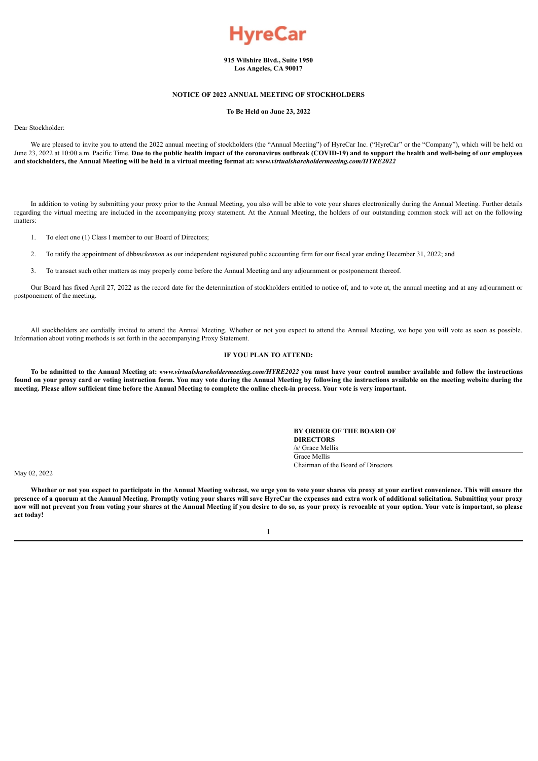**HyreCar**

**915 Wilshire Blvd., Suite 1950**
**Los Angeles, CA 90017**

**NOTICE OF 2022 ANNUAL MEETING OF STOCKHOLDERS**

**To Be Held on June 23, 2022**

Dear Stockholder:

We are pleased to invite you to attend the 2022 annual meeting of stockholders (the "Annual Meeting") of HyreCar Inc. ("HyreCar" or the "Company"), which will be held on June 23, 2022 at 10:00 a.m. Pacific Time. **Due to the public health impact of the coronavirus outbreak (COVID-19) and to support the health and well-being of our employees and stockholders, the Annual Meeting will be held in a virtual meeting format at: *www.virtualshareholdermeeting.com/HYRE2022***

In addition to voting by submitting your proxy prior to the Annual Meeting, you also will be able to vote your shares electronically during the Annual Meeting. Further details regarding the virtual meeting are included in the accompanying proxy statement. At the Annual Meeting, the holders of our outstanding common stock will act on the following matters:

1. To elect one (1) Class I member to our Board of Directors;
2. To ratify the appointment of dbb*mckennon* as our independent registered public accounting firm for our fiscal year ending December 31, 2022; and
3. To transact such other matters as may properly come before the Annual Meeting and any adjournment or postponement thereof.

Our Board has fixed April 27, 2022 as the record date for the determination of stockholders entitled to notice of, and to vote at, the annual meeting and at any adjournment or postponement of the meeting.

All stockholders are cordially invited to attend the Annual Meeting. Whether or not you expect to attend the Annual Meeting, we hope you will vote as soon as possible. Information about voting methods is set forth in the accompanying Proxy Statement.

**IF YOU PLAN TO ATTEND:**

**To be admitted to the Annual Meeting at: *www.virtualshareholdermeeting.com/HYRE2022* you must have your control number available and follow the instructions found on your proxy card or voting instruction form. You may vote during the Annual Meeting by following the instructions available on the meeting website during the meeting. Please allow sufficient time before the Annual Meeting to complete the online check-in process. Your vote is very important.**

**BY ORDER OF THE BOARD OF DIRECTORS**
/s/ Grace Mellis
Grace Mellis
Chairman of the Board of Directors

May 02, 2022

**Whether or not you expect to participate in the Annual Meeting webcast, we urge you to vote your shares via proxy at your earliest convenience. This will ensure the presence of a quorum at the Annual Meeting. Promptly voting your shares will save HyreCar the expenses and extra work of additional solicitation. Submitting your proxy now will not prevent you from voting your shares at the Annual Meeting if you desire to do so, as your proxy is revocable at your option. Your vote is important, so please act today!**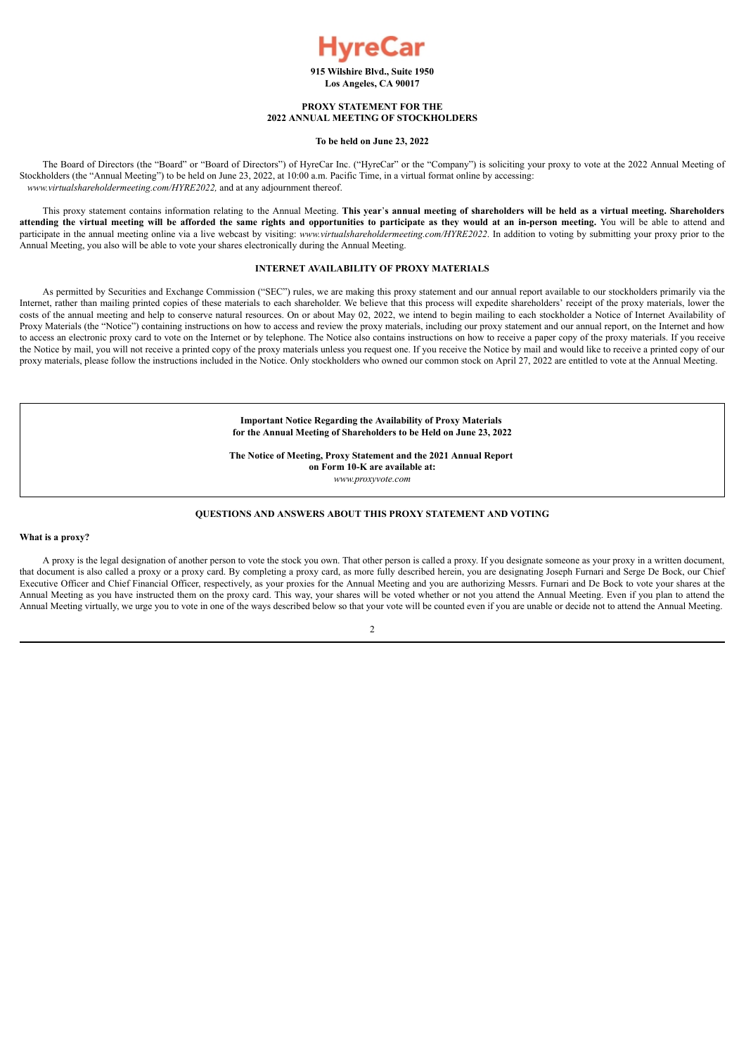# HyreCar

**915 Wilshire Blvd., Suite 1950**
**Los Angeles, CA 90017**

**PROXY STATEMENT FOR THE**
**2022 ANNUAL MEETING OF STOCKHOLDERS**

**To be held on June 23, 2022**

The Board of Directors (the "Board" or "Board of Directors") of HyreCar Inc. ("HyreCar" or the "Company") is soliciting your proxy to vote at the 2022 Annual Meeting of Stockholders (the "Annual Meeting") to be held on June 23, 2022, at 10:00 a.m. Pacific Time, in a virtual format online by accessing: *www.virtualshareholdermeeting.com/HYRE2022,* and at any adjournment thereof.

This proxy statement contains information relating to the Annual Meeting. **This year's annual meeting of shareholders will be held as a virtual meeting. Shareholders attending the virtual meeting will be afforded the same rights and opportunities to participate as they would at an in-person meeting.** You will be able to attend and participate in the annual meeting online via a live webcast by visiting: *www.virtualshareholdermeeting.com/HYRE2022*. In addition to voting by submitting your proxy prior to the Annual Meeting, you also will be able to vote your shares electronically during the Annual Meeting.

**INTERNET AVAILABILITY OF PROXY MATERIALS**

As permitted by Securities and Exchange Commission ("SEC") rules, we are making this proxy statement and our annual report available to our stockholders primarily via the Internet, rather than mailing printed copies of these materials to each shareholder. We believe that this process will expedite shareholders' receipt of the proxy materials, lower the costs of the annual meeting and help to conserve natural resources. On or about May 02, 2022, we intend to begin mailing to each stockholder a Notice of Internet Availability of Proxy Materials (the "Notice") containing instructions on how to access and review the proxy materials, including our proxy statement and our annual report, on the Internet and how to access an electronic proxy card to vote on the Internet or by telephone. The Notice also contains instructions on how to receive a paper copy of the proxy materials. If you receive the Notice by mail, you will not receive a printed copy of the proxy materials unless you request one. If you receive the Notice by mail and would like to receive a printed copy of our proxy materials, please follow the instructions included in the Notice. Only stockholders who owned our common stock on April 27, 2022 are entitled to vote at the Annual Meeting.

**Important Notice Regarding the Availability of Proxy Materials**
**for the Annual Meeting of Shareholders to be Held on June 23, 2022**

**The Notice of Meeting, Proxy Statement and the 2021 Annual Report**
**on Form 10-K are available at:**
*www.proxyvote.com*

**QUESTIONS AND ANSWERS ABOUT THIS PROXY STATEMENT AND VOTING**

**What is a proxy?**

A proxy is the legal designation of another person to vote the stock you own. That other person is called a proxy. If you designate someone as your proxy in a written document, that document is also called a proxy or a proxy card. By completing a proxy card, as more fully described herein, you are designating Joseph Furnari and Serge De Bock, our Chief Executive Officer and Chief Financial Officer, respectively, as your proxies for the Annual Meeting and you are authorizing Messrs. Furnari and De Bock to vote your shares at the Annual Meeting as you have instructed them on the proxy card. This way, your shares will be voted whether or not you attend the Annual Meeting. Even if you plan to attend the Annual Meeting virtually, we urge you to vote in one of the ways described below so that your vote will be counted even if you are unable or decide not to attend the Annual Meeting.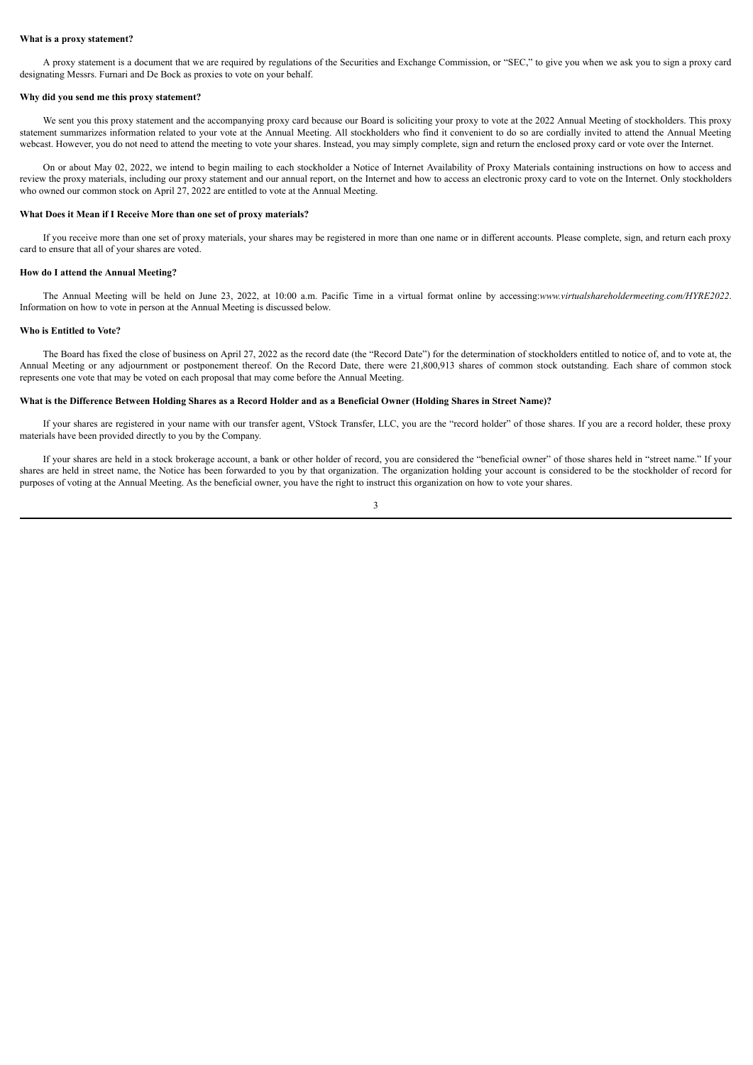**What is a proxy statement?**

A proxy statement is a document that we are required by regulations of the Securities and Exchange Commission, or "SEC," to give you when we ask you to sign a proxy card designating Messrs. Furnari and De Bock as proxies to vote on your behalf.

**Why did you send me this proxy statement?**

We sent you this proxy statement and the accompanying proxy card because our Board is soliciting your proxy to vote at the 2022 Annual Meeting of stockholders. This proxy statement summarizes information related to your vote at the Annual Meeting. All stockholders who find it convenient to do so are cordially invited to attend the Annual Meeting webcast. However, you do not need to attend the meeting to vote your shares. Instead, you may simply complete, sign and return the enclosed proxy card or vote over the Internet.

On or about May 02, 2022, we intend to begin mailing to each stockholder a Notice of Internet Availability of Proxy Materials containing instructions on how to access and review the proxy materials, including our proxy statement and our annual report, on the Internet and how to access an electronic proxy card to vote on the Internet. Only stockholders who owned our common stock on April 27, 2022 are entitled to vote at the Annual Meeting.

**What Does it Mean if I Receive More than one set of proxy materials?**

If you receive more than one set of proxy materials, your shares may be registered in more than one name or in different accounts. Please complete, sign, and return each proxy card to ensure that all of your shares are voted.

**How do I attend the Annual Meeting?**

The Annual Meeting will be held on June 23, 2022, at 10:00 a.m. Pacific Time in a virtual format online by accessing:*www.virtualshareholdermeeting.com/HYRE2022*. Information on how to vote in person at the Annual Meeting is discussed below.

**Who is Entitled to Vote?**

The Board has fixed the close of business on April 27, 2022 as the record date (the "Record Date") for the determination of stockholders entitled to notice of, and to vote at, the Annual Meeting or any adjournment or postponement thereof. On the Record Date, there were 21,800,913 shares of common stock outstanding. Each share of common stock represents one vote that may be voted on each proposal that may come before the Annual Meeting.

**What is the Difference Between Holding Shares as a Record Holder and as a Beneficial Owner (Holding Shares in Street Name)?**

If your shares are registered in your name with our transfer agent, VStock Transfer, LLC, you are the "record holder" of those shares. If you are a record holder, these proxy materials have been provided directly to you by the Company.

If your shares are held in a stock brokerage account, a bank or other holder of record, you are considered the "beneficial owner" of those shares held in "street name." If your shares are held in street name, the Notice has been forwarded to you by that organization. The organization holding your account is considered to be the stockholder of record for purposes of voting at the Annual Meeting. As the beneficial owner, you have the right to instruct this organization on how to vote your shares.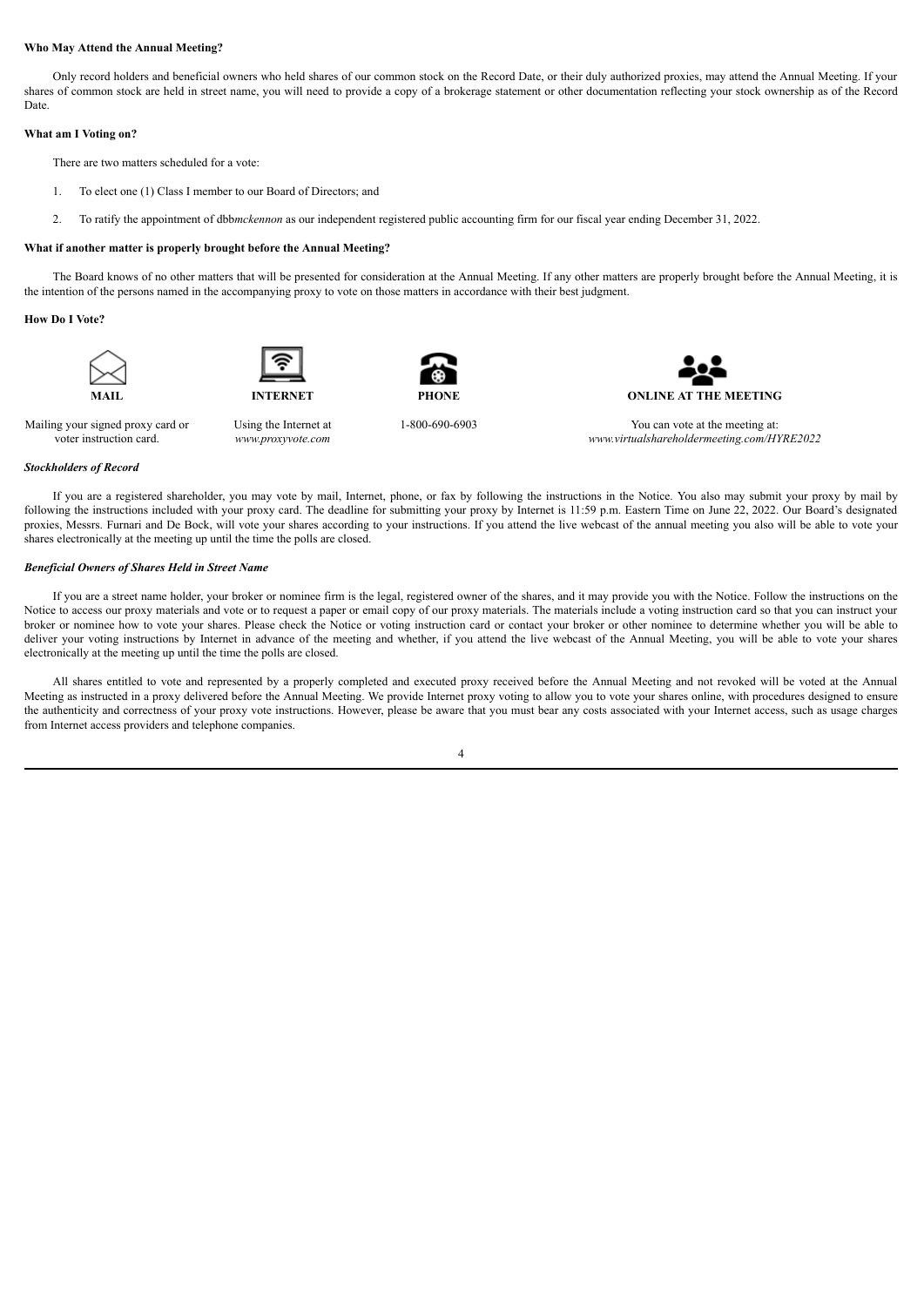**Who May Attend the Annual Meeting?**

Only record holders and beneficial owners who held shares of our common stock on the Record Date, or their duly authorized proxies, may attend the Annual Meeting. If your shares of common stock are held in street name, you will need to provide a copy of a brokerage statement or other documentation reflecting your stock ownership as of the Record Date.

**What am I Voting on?**

There are two matters scheduled for a vote:

1. To elect one (1) Class I member to our Board of Directors; and

2. To ratify the appointment of dbb*mckennon* as our independent registered public accounting firm for our fiscal year ending December 31, 2022.

**What if another matter is properly brought before the Annual Meeting?**

The Board knows of no other matters that will be presented for consideration at the Annual Meeting. If any other matters are properly brought before the Annual Meeting, it is the intention of the persons named in the accompanying proxy to vote on those matters in accordance with their best judgment.

**How Do I Vote?**

| **MAIL** | **INTERNET** | **PHONE** | **ONLINE AT THE MEETING** |
|---|---|---|---|
| Mailing your signed proxy card or voter instruction card. | Using the Internet at *www.proxyvote.com* | 1-800-690-6903 | You can vote at the meeting at: *www.virtualshareholdermeeting.com/HYRE2022* |

***Stockholders of Record***

If you are a registered shareholder, you may vote by mail, Internet, phone, or fax by following the instructions in the Notice. You also may submit your proxy by mail by following the instructions included with your proxy card. The deadline for submitting your proxy by Internet is 11:59 p.m. Eastern Time on June 22, 2022. Our Board's designated proxies, Messrs. Furnari and De Bock, will vote your shares according to your instructions. If you attend the live webcast of the annual meeting you also will be able to vote your shares electronically at the meeting up until the time the polls are closed.

***Beneficial Owners of Shares Held in Street Name***

If you are a street name holder, your broker or nominee firm is the legal, registered owner of the shares, and it may provide you with the Notice. Follow the instructions on the Notice to access our proxy materials and vote or to request a paper or email copy of our proxy materials. The materials include a voting instruction card so that you can instruct your broker or nominee how to vote your shares. Please check the Notice or voting instruction card or contact your broker or other nominee to determine whether you will be able to deliver your voting instructions by Internet in advance of the meeting and whether, if you attend the live webcast of the Annual Meeting, you will be able to vote your shares electronically at the meeting up until the time the polls are closed.

All shares entitled to vote and represented by a properly completed and executed proxy received before the Annual Meeting and not revoked will be voted at the Annual Meeting as instructed in a proxy delivered before the Annual Meeting. We provide Internet proxy voting to allow you to vote your shares online, with procedures designed to ensure the authenticity and correctness of your proxy vote instructions. However, please be aware that you must bear any costs associated with your Internet access, such as usage charges from Internet access providers and telephone companies.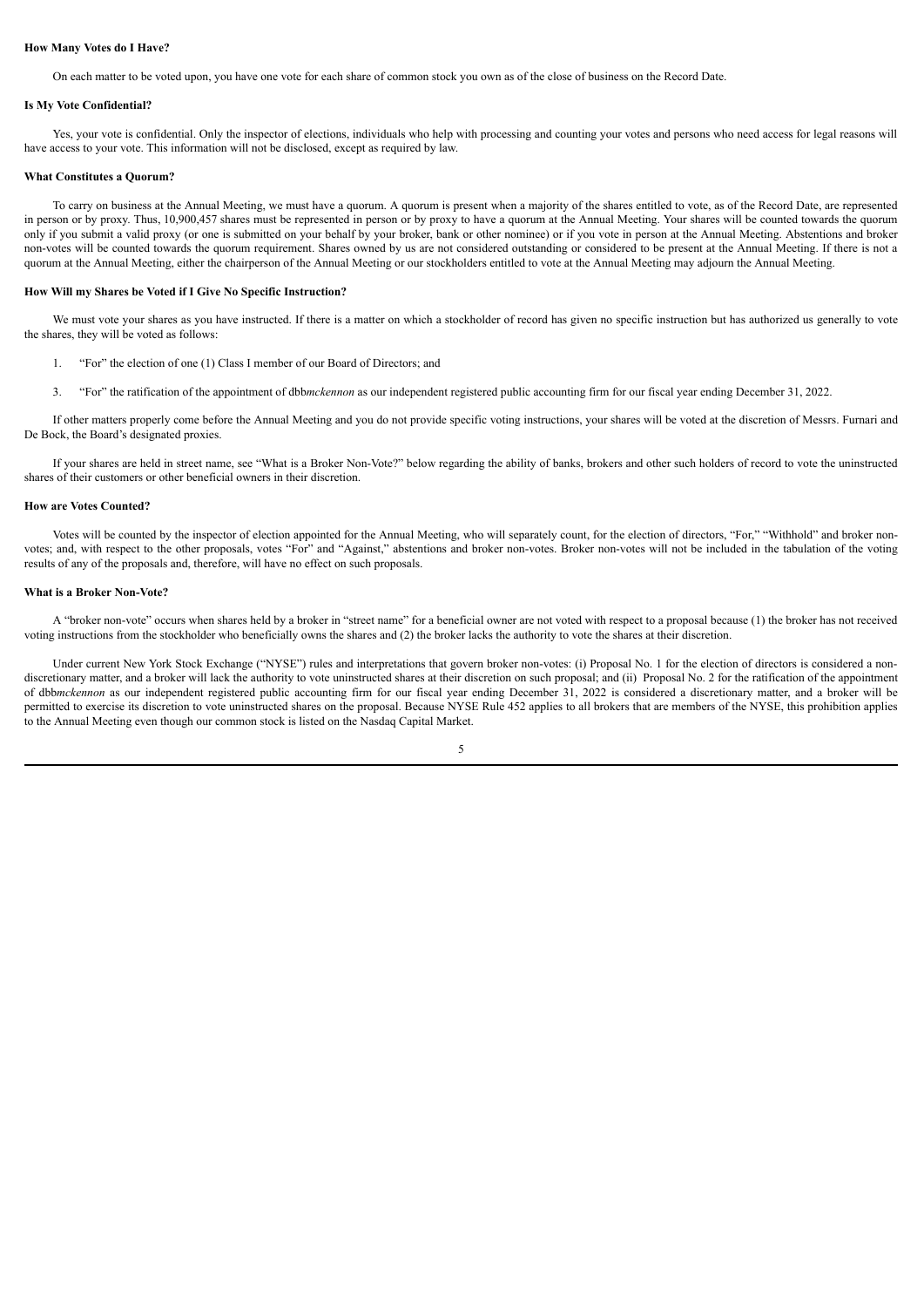**How Many Votes do I Have?**

On each matter to be voted upon, you have one vote for each share of common stock you own as of the close of business on the Record Date.

**Is My Vote Confidential?**

Yes, your vote is confidential. Only the inspector of elections, individuals who help with processing and counting your votes and persons who need access for legal reasons will have access to your vote. This information will not be disclosed, except as required by law.

**What Constitutes a Quorum?**

To carry on business at the Annual Meeting, we must have a quorum. A quorum is present when a majority of the shares entitled to vote, as of the Record Date, are represented in person or by proxy. Thus, 10,900,457 shares must be represented in person or by proxy to have a quorum at the Annual Meeting. Your shares will be counted towards the quorum only if you submit a valid proxy (or one is submitted on your behalf by your broker, bank or other nominee) or if you vote in person at the Annual Meeting. Abstentions and broker non-votes will be counted towards the quorum requirement. Shares owned by us are not considered outstanding or considered to be present at the Annual Meeting. If there is not a quorum at the Annual Meeting, either the chairperson of the Annual Meeting or our stockholders entitled to vote at the Annual Meeting may adjourn the Annual Meeting.

**How Will my Shares be Voted if I Give No Specific Instruction?**

We must vote your shares as you have instructed. If there is a matter on which a stockholder of record has given no specific instruction but has authorized us generally to vote the shares, they will be voted as follows:

1. "For" the election of one (1) Class I member of our Board of Directors; and

3. "For" the ratification of the appointment of dbb*mckennon* as our independent registered public accounting firm for our fiscal year ending December 31, 2022.

If other matters properly come before the Annual Meeting and you do not provide specific voting instructions, your shares will be voted at the discretion of Messrs. Furnari and De Bock, the Board's designated proxies.

If your shares are held in street name, see "What is a Broker Non-Vote?" below regarding the ability of banks, brokers and other such holders of record to vote the uninstructed shares of their customers or other beneficial owners in their discretion.

**How are Votes Counted?**

Votes will be counted by the inspector of election appointed for the Annual Meeting, who will separately count, for the election of directors, "For," "Withhold" and broker non-votes; and, with respect to the other proposals, votes "For" and "Against," abstentions and broker non-votes. Broker non-votes will not be included in the tabulation of the voting results of any of the proposals and, therefore, will have no effect on such proposals.

**What is a Broker Non-Vote?**

A "broker non-vote" occurs when shares held by a broker in "street name" for a beneficial owner are not voted with respect to a proposal because (1) the broker has not received voting instructions from the stockholder who beneficially owns the shares and (2) the broker lacks the authority to vote the shares at their discretion.

Under current New York Stock Exchange ("NYSE") rules and interpretations that govern broker non-votes: (i) Proposal No. 1 for the election of directors is considered a non-discretionary matter, and a broker will lack the authority to vote uninstructed shares at their discretion on such proposal; and (ii) Proposal No. 2 for the ratification of the appointment of dbb*mckennon* as our independent registered public accounting firm for our fiscal year ending December 31, 2022 is considered a discretionary matter, and a broker will be permitted to exercise its discretion to vote uninstructed shares on the proposal. Because NYSE Rule 452 applies to all brokers that are members of the NYSE, this prohibition applies to the Annual Meeting even though our common stock is listed on the Nasdaq Capital Market.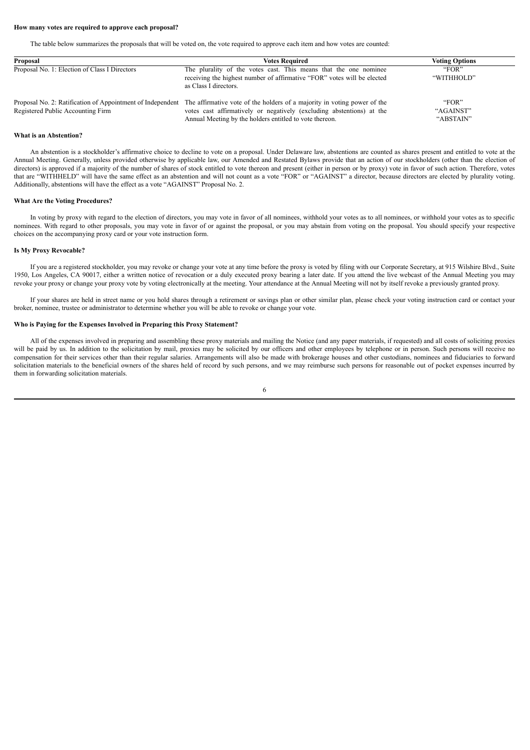**How many votes are required to approve each proposal?**

The table below summarizes the proposals that will be voted on, the vote required to approve each item and how votes are counted:

| Proposal | Votes Required | Voting Options |
| --- | --- | --- |
| Proposal No. 1: Election of Class I Directors | The plurality of the votes cast. This means that the one nominee receiving the highest number of affirmative "FOR" votes will be elected as Class I directors. | "FOR"<br>"WITHHOLD" |
| Proposal No. 2: Ratification of Appointment of Independent Registered Public Accounting Firm | The affirmative vote of the holders of a majority in voting power of the votes cast affirmatively or negatively (excluding abstentions) at the Annual Meeting by the holders entitled to vote thereon. | "FOR"<br>"AGAINST"<br>"ABSTAIN" |

**What is an Abstention?**

An abstention is a stockholder's affirmative choice to decline to vote on a proposal. Under Delaware law, abstentions are counted as shares present and entitled to vote at the Annual Meeting. Generally, unless provided otherwise by applicable law, our Amended and Restated Bylaws provide that an action of our stockholders (other than the election of directors) is approved if a majority of the number of shares of stock entitled to vote thereon and present (either in person or by proxy) vote in favor of such action. Therefore, votes that are "WITHHELD" will have the same effect as an abstention and will not count as a vote "FOR" or "AGAINST" a director, because directors are elected by plurality voting. Additionally, abstentions will have the effect as a vote "AGAINST" Proposal No. 2.

**What Are the Voting Procedures?**

In voting by proxy with regard to the election of directors, you may vote in favor of all nominees, withhold your votes as to all nominees, or withhold your votes as to specific nominees. With regard to other proposals, you may vote in favor of or against the proposal, or you may abstain from voting on the proposal. You should specify your respective choices on the accompanying proxy card or your vote instruction form.

**Is My Proxy Revocable?**

If you are a registered stockholder, you may revoke or change your vote at any time before the proxy is voted by filing with our Corporate Secretary, at 915 Wilshire Blvd., Suite 1950, Los Angeles, CA 90017, either a written notice of revocation or a duly executed proxy bearing a later date. If you attend the live webcast of the Annual Meeting you may revoke your proxy or change your proxy vote by voting electronically at the meeting. Your attendance at the Annual Meeting will not by itself revoke a previously granted proxy.

If your shares are held in street name or you hold shares through a retirement or savings plan or other similar plan, please check your voting instruction card or contact your broker, nominee, trustee or administrator to determine whether you will be able to revoke or change your vote.

**Who is Paying for the Expenses Involved in Preparing this Proxy Statement?**

All of the expenses involved in preparing and assembling these proxy materials and mailing the Notice (and any paper materials, if requested) and all costs of soliciting proxies will be paid by us. In addition to the solicitation by mail, proxies may be solicited by our officers and other employees by telephone or in person. Such persons will receive no compensation for their services other than their regular salaries. Arrangements will also be made with brokerage houses and other custodians, nominees and fiduciaries to forward solicitation materials to the beneficial owners of the shares held of record by such persons, and we may reimburse such persons for reasonable out of pocket expenses incurred by them in forwarding solicitation materials.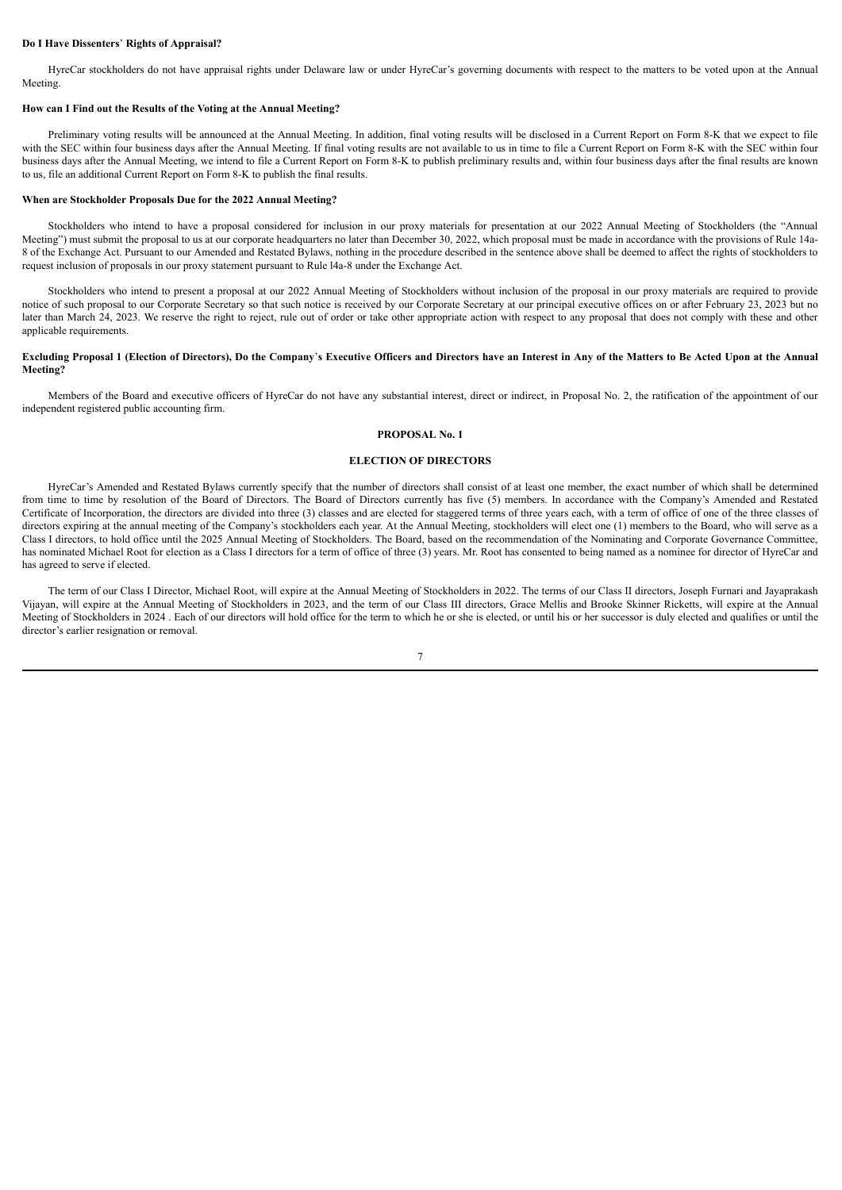**Do I Have Dissenters**' **Rights of Appraisal?**

HyreCar stockholders do not have appraisal rights under Delaware law or under HyreCar's governing documents with respect to the matters to be voted upon at the Annual Meeting.

**How can I Find out the Results of the Voting at the Annual Meeting?**

Preliminary voting results will be announced at the Annual Meeting. In addition, final voting results will be disclosed in a Current Report on Form 8-K that we expect to file with the SEC within four business days after the Annual Meeting. If final voting results are not available to us in time to file a Current Report on Form 8-K with the SEC within four business days after the Annual Meeting, we intend to file a Current Report on Form 8-K to publish preliminary results and, within four business days after the final results are known to us, file an additional Current Report on Form 8-K to publish the final results.

**When are Stockholder Proposals Due for the 2022 Annual Meeting?**

Stockholders who intend to have a proposal considered for inclusion in our proxy materials for presentation at our 2022 Annual Meeting of Stockholders (the "Annual Meeting") must submit the proposal to us at our corporate headquarters no later than December 30, 2022, which proposal must be made in accordance with the provisions of Rule 14a-8 of the Exchange Act. Pursuant to our Amended and Restated Bylaws, nothing in the procedure described in the sentence above shall be deemed to affect the rights of stockholders to request inclusion of proposals in our proxy statement pursuant to Rule l4a-8 under the Exchange Act.

Stockholders who intend to present a proposal at our 2022 Annual Meeting of Stockholders without inclusion of the proposal in our proxy materials are required to provide notice of such proposal to our Corporate Secretary so that such notice is received by our Corporate Secretary at our principal executive offices on or after February 23, 2023 but no later than March 24, 2023. We reserve the right to reject, rule out of order or take other appropriate action with respect to any proposal that does not comply with these and other applicable requirements.

**Excluding Proposal 1 (Election of Directors), Do the Company**'**s Executive Officers and Directors have an Interest in Any of the Matters to Be Acted Upon at the Annual Meeting?**

Members of the Board and executive officers of HyreCar do not have any substantial interest, direct or indirect, in Proposal No. 2, the ratification of the appointment of our independent registered public accounting firm.

**PROPOSAL No. 1**

**ELECTION OF DIRECTORS**

HyreCar's Amended and Restated Bylaws currently specify that the number of directors shall consist of at least one member, the exact number of which shall be determined from time to time by resolution of the Board of Directors. The Board of Directors currently has five (5) members. In accordance with the Company's Amended and Restated Certificate of Incorporation, the directors are divided into three (3) classes and are elected for staggered terms of three years each, with a term of office of one of the three classes of directors expiring at the annual meeting of the Company's stockholders each year. At the Annual Meeting, stockholders will elect one (1) members to the Board, who will serve as a Class I directors, to hold office until the 2025 Annual Meeting of Stockholders. The Board, based on the recommendation of the Nominating and Corporate Governance Committee, has nominated Michael Root for election as a Class I directors for a term of office of three (3) years. Mr. Root has consented to being named as a nominee for director of HyreCar and has agreed to serve if elected.

The term of our Class I Director, Michael Root, will expire at the Annual Meeting of Stockholders in 2022. The terms of our Class II directors, Joseph Furnari and Jayaprakash Vijayan, will expire at the Annual Meeting of Stockholders in 2023, and the term of our Class III directors, Grace Mellis and Brooke Skinner Ricketts, will expire at the Annual Meeting of Stockholders in 2024 . Each of our directors will hold office for the term to which he or she is elected, or until his or her successor is duly elected and qualifies or until the director's earlier resignation or removal.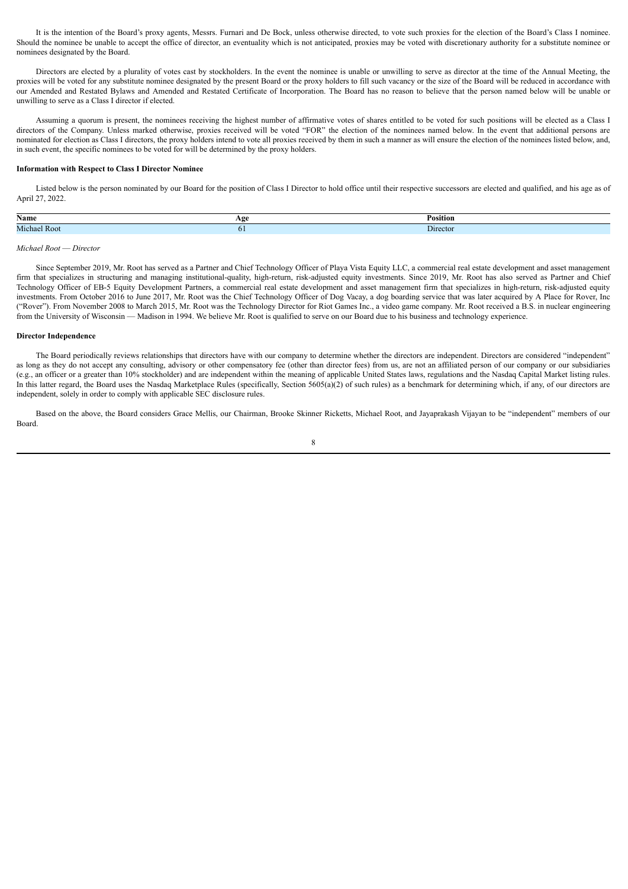It is the intention of the Board's proxy agents, Messrs. Furnari and De Bock, unless otherwise directed, to vote such proxies for the election of the Board's Class I nominee. Should the nominee be unable to accept the office of director, an eventuality which is not anticipated, proxies may be voted with discretionary authority for a substitute nominee or nominees designated by the Board.

Directors are elected by a plurality of votes cast by stockholders. In the event the nominee is unable or unwilling to serve as director at the time of the Annual Meeting, the proxies will be voted for any substitute nominee designated by the present Board or the proxy holders to fill such vacancy or the size of the Board will be reduced in accordance with our Amended and Restated Bylaws and Amended and Restated Certificate of Incorporation. The Board has no reason to believe that the person named below will be unable or unwilling to serve as a Class I director if elected.

Assuming a quorum is present, the nominees receiving the highest number of affirmative votes of shares entitled to be voted for such positions will be elected as a Class I directors of the Company. Unless marked otherwise, proxies received will be voted "FOR" the election of the nominees named below. In the event that additional persons are nominated for election as Class I directors, the proxy holders intend to vote all proxies received by them in such a manner as will ensure the election of the nominees listed below, and, in such event, the specific nominees to be voted for will be determined by the proxy holders.

**Information with Respect to Class I Director Nominee**

Listed below is the person nominated by our Board for the position of Class I Director to hold office until their respective successors are elected and qualified, and his age as of April 27, 2022.

| Name | Age | Position |
|---|---|---|
| Michael Root | 61 | Director |

*Michael Root — Director*

Since September 2019, Mr. Root has served as a Partner and Chief Technology Officer of Playa Vista Equity LLC, a commercial real estate development and asset management firm that specializes in structuring and managing institutional-quality, high-return, risk-adjusted equity investments. Since 2019, Mr. Root has also served as Partner and Chief Technology Officer of EB-5 Equity Development Partners, a commercial real estate development and asset management firm that specializes in high-return, risk-adjusted equity investments. From October 2016 to June 2017, Mr. Root was the Chief Technology Officer of Dog Vacay, a dog boarding service that was later acquired by A Place for Rover, Inc ("Rover"). From November 2008 to March 2015, Mr. Root was the Technology Director for Riot Games Inc., a video game company. Mr. Root received a B.S. in nuclear engineering from the University of Wisconsin — Madison in 1994. We believe Mr. Root is qualified to serve on our Board due to his business and technology experience.

**Director Independence**

The Board periodically reviews relationships that directors have with our company to determine whether the directors are independent. Directors are considered "independent" as long as they do not accept any consulting, advisory or other compensatory fee (other than director fees) from us, are not an affiliated person of our company or our subsidiaries (e.g., an officer or a greater than 10% stockholder) and are independent within the meaning of applicable United States laws, regulations and the Nasdaq Capital Market listing rules. In this latter regard, the Board uses the Nasdaq Marketplace Rules (specifically, Section 5605(a)(2) of such rules) as a benchmark for determining which, if any, of our directors are independent, solely in order to comply with applicable SEC disclosure rules.

Based on the above, the Board considers Grace Mellis, our Chairman, Brooke Skinner Ricketts, Michael Root, and Jayaprakash Vijayan to be "independent" members of our Board.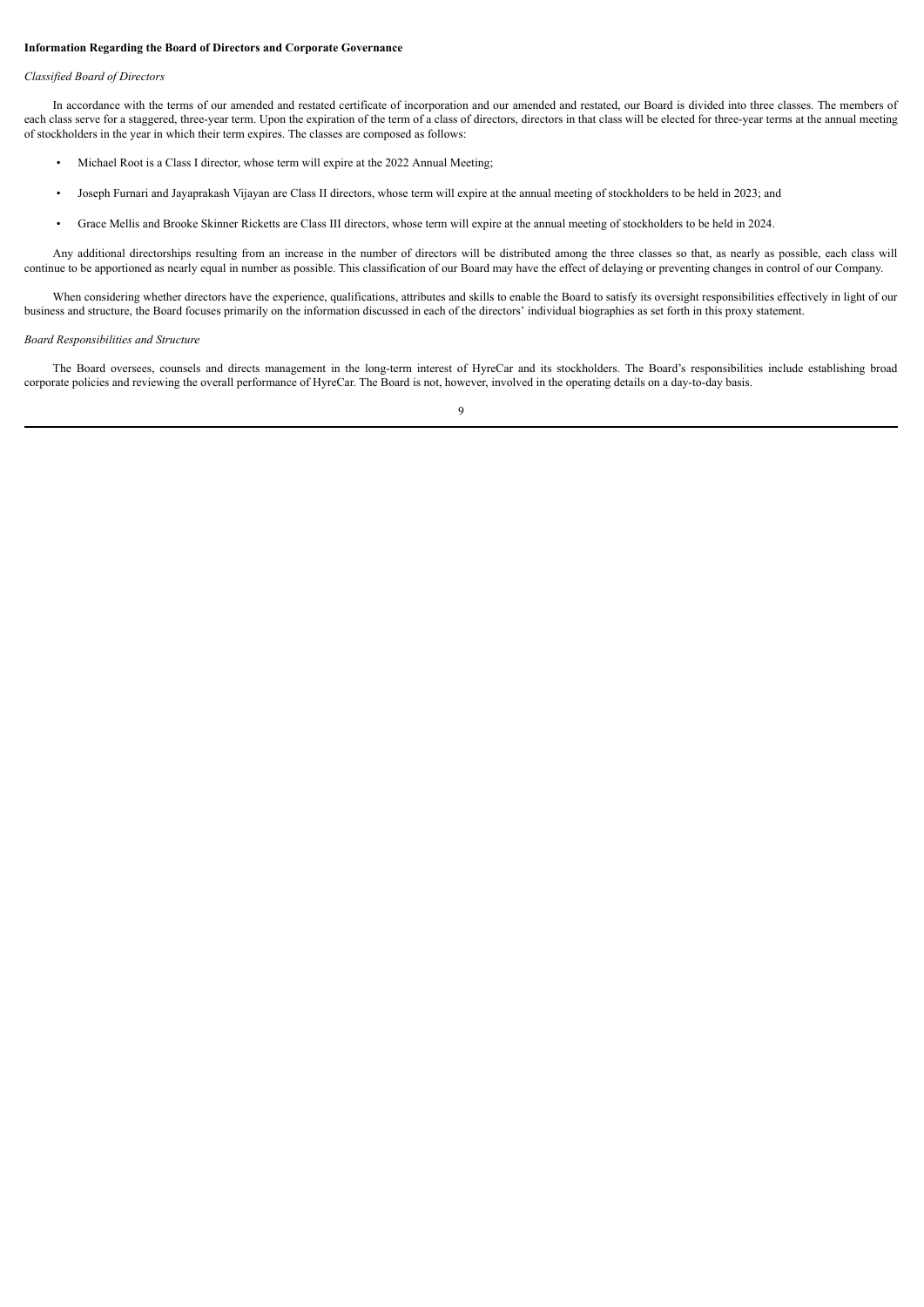**Information Regarding the Board of Directors and Corporate Governance**

*Classified Board of Directors*

In accordance with the terms of our amended and restated certificate of incorporation and our amended and restated, our Board is divided into three classes. The members of each class serve for a staggered, three-year term. Upon the expiration of the term of a class of directors, directors in that class will be elected for three-year terms at the annual meeting of stockholders in the year in which their term expires. The classes are composed as follows:

- Michael Root is a Class I director, whose term will expire at the 2022 Annual Meeting;
- Joseph Furnari and Jayaprakash Vijayan are Class II directors, whose term will expire at the annual meeting of stockholders to be held in 2023; and
- Grace Mellis and Brooke Skinner Ricketts are Class III directors, whose term will expire at the annual meeting of stockholders to be held in 2024.

Any additional directorships resulting from an increase in the number of directors will be distributed among the three classes so that, as nearly as possible, each class will continue to be apportioned as nearly equal in number as possible. This classification of our Board may have the effect of delaying or preventing changes in control of our Company.

When considering whether directors have the experience, qualifications, attributes and skills to enable the Board to satisfy its oversight responsibilities effectively in light of our business and structure, the Board focuses primarily on the information discussed in each of the directors' individual biographies as set forth in this proxy statement.

*Board Responsibilities and Structure*

The Board oversees, counsels and directs management in the long-term interest of HyreCar and its stockholders. The Board's responsibilities include establishing broad corporate policies and reviewing the overall performance of HyreCar. The Board is not, however, involved in the operating details on a day-to-day basis.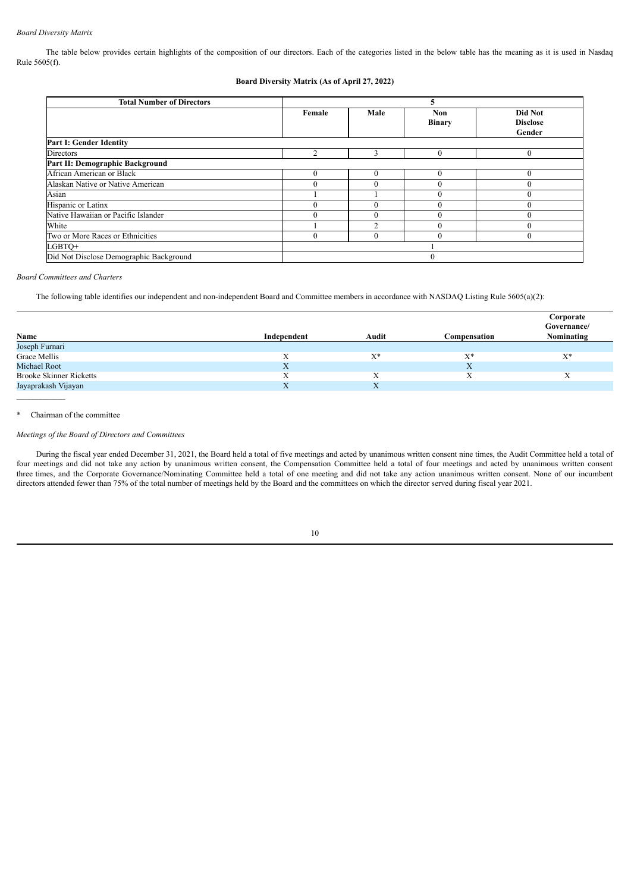*Board Diversity Matrix*

The table below provides certain highlights of the composition of our directors. Each of the categories listed in the below table has the meaning as it is used in Nasdaq Rule 5605(f).

**Board Diversity Matrix (As of April 27, 2022)**

| **Total Number of Directors** | **5** | | | |
|---|---|---|---|---|
| | **Female** | **Male** | **Non Binary** | **Did Not Disclose Gender** |
| **Part I: Gender Identity** | | | | |
| Directors | 2 | 3 | 0 | 0 |
| **Part II: Demographic Background** | | | | |
| African American or Black | 0 | 0 | 0 | 0 |
| Alaskan Native or Native American | 0 | 0 | 0 | 0 |
| Asian | 1 | 1 | 0 | 0 |
| Hispanic or Latinx | 0 | 0 | 0 | 0 |
| Native Hawaiian or Pacific Islander | 0 | 0 | 0 | 0 |
| White | 1 | 2 | 0 | 0 |
| Two or More Races or Ethnicities | 0 | 0 | 0 | 0 |
| LGBTQ+ | 1 | | | |
| Did Not Disclose Demographic Background | 0 | | | |

*Board Committees and Charters*

The following table identifies our independent and non-independent Board and Committee members in accordance with NASDAQ Listing Rule 5605(a)(2):

| **Name** | **Independent** | **Audit** | **Compensation** | **Corporate Governance/ Nominating** |
|---|---|---|---|---|
| Joseph Furnari | | | | |
| Grace Mellis | X | X* | X* | X* |
| Michael Root | X | | X | |
| Brooke Skinner Ricketts | X | X | X | X |
| Jayaprakash Vijayan | X | X | | |

\* Chairman of the committee

*Meetings of the Board of Directors and Committees*

During the fiscal year ended December 31, 2021, the Board held a total of five meetings and acted by unanimous written consent nine times, the Audit Committee held a total of four meetings and did not take any action by unanimous written consent, the Compensation Committee held a total of four meetings and acted by unanimous written consent three times, and the Corporate Governance/Nominating Committee held a total of one meeting and did not take any action unanimous written consent. None of our incumbent directors attended fewer than 75% of the total number of meetings held by the Board and the committees on which the director served during fiscal year 2021.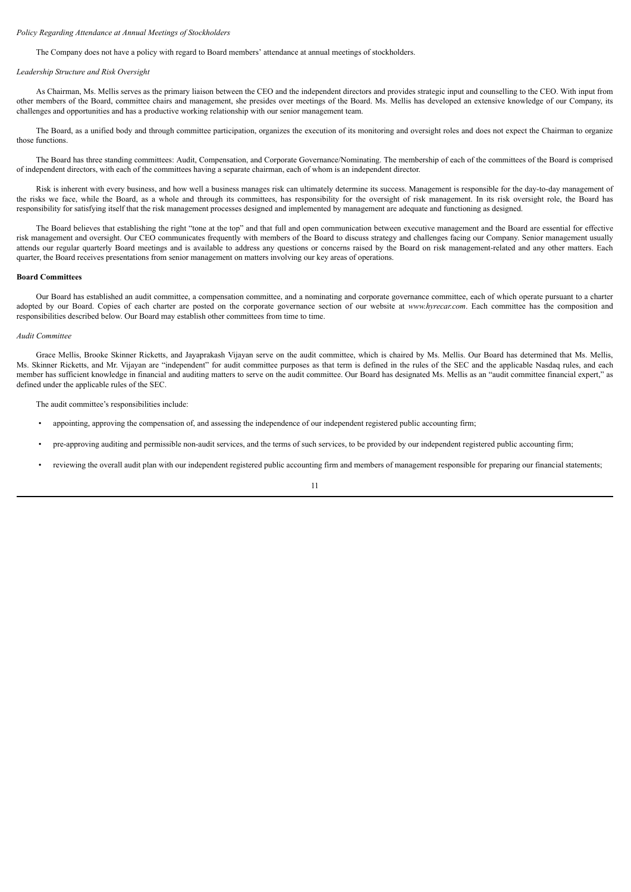*Policy Regarding Attendance at Annual Meetings of Stockholders*

The Company does not have a policy with regard to Board members' attendance at annual meetings of stockholders.

*Leadership Structure and Risk Oversight*

As Chairman, Ms. Mellis serves as the primary liaison between the CEO and the independent directors and provides strategic input and counselling to the CEO. With input from other members of the Board, committee chairs and management, she presides over meetings of the Board. Ms. Mellis has developed an extensive knowledge of our Company, its challenges and opportunities and has a productive working relationship with our senior management team.

The Board, as a unified body and through committee participation, organizes the execution of its monitoring and oversight roles and does not expect the Chairman to organize those functions.

The Board has three standing committees: Audit, Compensation, and Corporate Governance/Nominating. The membership of each of the committees of the Board is comprised of independent directors, with each of the committees having a separate chairman, each of whom is an independent director.

Risk is inherent with every business, and how well a business manages risk can ultimately determine its success. Management is responsible for the day-to-day management of the risks we face, while the Board, as a whole and through its committees, has responsibility for the oversight of risk management. In its risk oversight role, the Board has responsibility for satisfying itself that the risk management processes designed and implemented by management are adequate and functioning as designed.

The Board believes that establishing the right "tone at the top" and that full and open communication between executive management and the Board are essential for effective risk management and oversight. Our CEO communicates frequently with members of the Board to discuss strategy and challenges facing our Company. Senior management usually attends our regular quarterly Board meetings and is available to address any questions or concerns raised by the Board on risk management-related and any other matters. Each quarter, the Board receives presentations from senior management on matters involving our key areas of operations.

**Board Committees**

Our Board has established an audit committee, a compensation committee, and a nominating and corporate governance committee, each of which operate pursuant to a charter adopted by our Board. Copies of each charter are posted on the corporate governance section of our website at *www.hyrecar.com*. Each committee has the composition and responsibilities described below. Our Board may establish other committees from time to time.

*Audit Committee*

Grace Mellis, Brooke Skinner Ricketts, and Jayaprakash Vijayan serve on the audit committee, which is chaired by Ms. Mellis. Our Board has determined that Ms. Mellis, Ms. Skinner Ricketts, and Mr. Vijayan are "independent" for audit committee purposes as that term is defined in the rules of the SEC and the applicable Nasdaq rules, and each member has sufficient knowledge in financial and auditing matters to serve on the audit committee. Our Board has designated Ms. Mellis as an "audit committee financial expert," as defined under the applicable rules of the SEC.

The audit committee's responsibilities include:

- appointing, approving the compensation of, and assessing the independence of our independent registered public accounting firm;
- pre-approving auditing and permissible non-audit services, and the terms of such services, to be provided by our independent registered public accounting firm;
- reviewing the overall audit plan with our independent registered public accounting firm and members of management responsible for preparing our financial statements;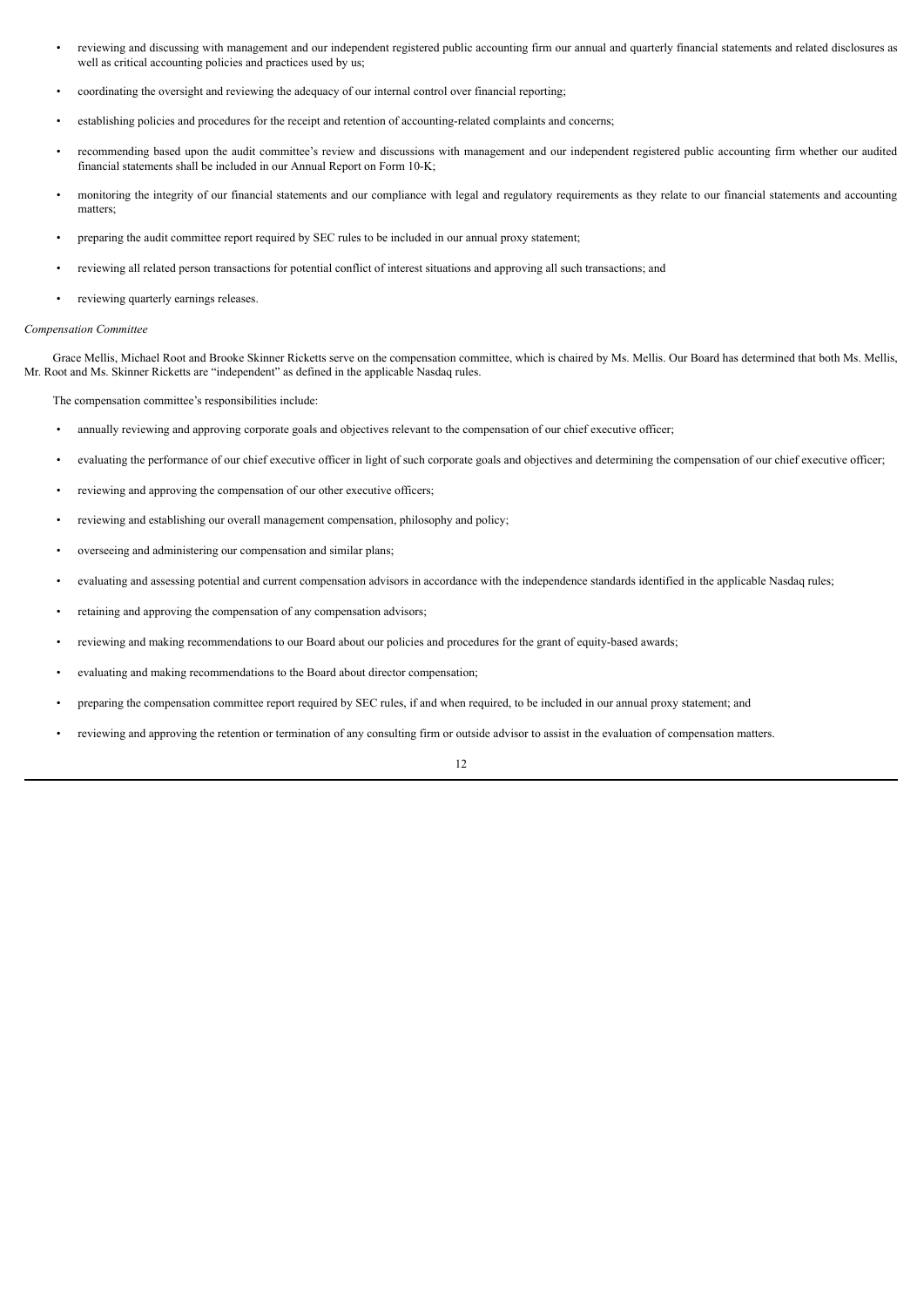- reviewing and discussing with management and our independent registered public accounting firm our annual and quarterly financial statements and related disclosures as well as critical accounting policies and practices used by us;
- coordinating the oversight and reviewing the adequacy of our internal control over financial reporting;
- establishing policies and procedures for the receipt and retention of accounting-related complaints and concerns;
- recommending based upon the audit committee's review and discussions with management and our independent registered public accounting firm whether our audited financial statements shall be included in our Annual Report on Form 10-K;
- monitoring the integrity of our financial statements and our compliance with legal and regulatory requirements as they relate to our financial statements and accounting matters;
- preparing the audit committee report required by SEC rules to be included in our annual proxy statement;
- reviewing all related person transactions for potential conflict of interest situations and approving all such transactions; and
- reviewing quarterly earnings releases.

*Compensation Committee*

Grace Mellis, Michael Root and Brooke Skinner Ricketts serve on the compensation committee, which is chaired by Ms. Mellis. Our Board has determined that both Ms. Mellis, Mr. Root and Ms. Skinner Ricketts are "independent" as defined in the applicable Nasdaq rules.

The compensation committee's responsibilities include:

- annually reviewing and approving corporate goals and objectives relevant to the compensation of our chief executive officer;
- evaluating the performance of our chief executive officer in light of such corporate goals and objectives and determining the compensation of our chief executive officer;
- reviewing and approving the compensation of our other executive officers;
- reviewing and establishing our overall management compensation, philosophy and policy;
- overseeing and administering our compensation and similar plans;
- evaluating and assessing potential and current compensation advisors in accordance with the independence standards identified in the applicable Nasdaq rules;
- retaining and approving the compensation of any compensation advisors;
- reviewing and making recommendations to our Board about our policies and procedures for the grant of equity-based awards;
- evaluating and making recommendations to the Board about director compensation;
- preparing the compensation committee report required by SEC rules, if and when required, to be included in our annual proxy statement; and
- reviewing and approving the retention or termination of any consulting firm or outside advisor to assist in the evaluation of compensation matters.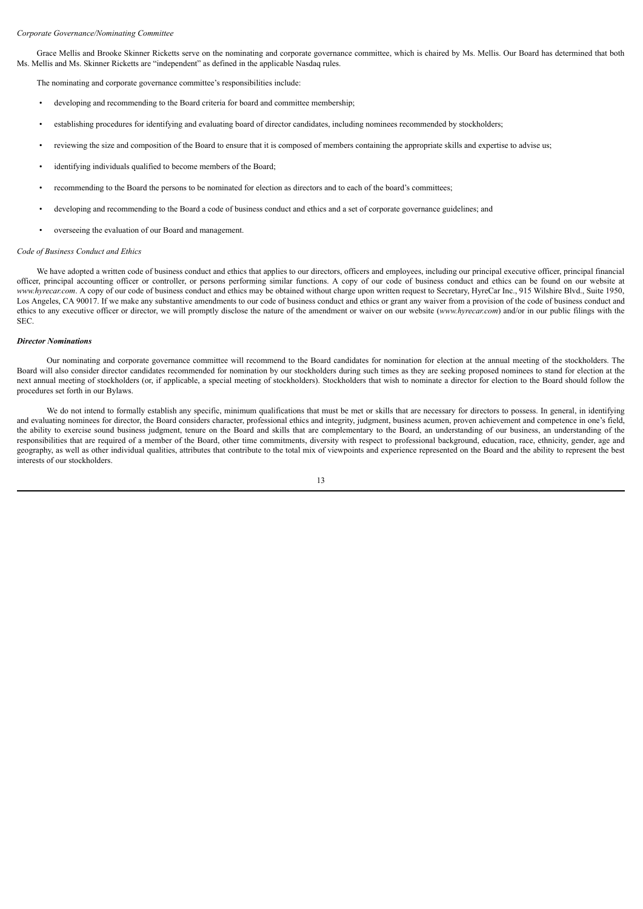*Corporate Governance/Nominating Committee*

Grace Mellis and Brooke Skinner Ricketts serve on the nominating and corporate governance committee, which is chaired by Ms. Mellis. Our Board has determined that both Ms. Mellis and Ms. Skinner Ricketts are "independent" as defined in the applicable Nasdaq rules.

The nominating and corporate governance committee's responsibilities include:

- developing and recommending to the Board criteria for board and committee membership;
- establishing procedures for identifying and evaluating board of director candidates, including nominees recommended by stockholders;
- reviewing the size and composition of the Board to ensure that it is composed of members containing the appropriate skills and expertise to advise us;
- identifying individuals qualified to become members of the Board;
- recommending to the Board the persons to be nominated for election as directors and to each of the board's committees;
- developing and recommending to the Board a code of business conduct and ethics and a set of corporate governance guidelines; and
- overseeing the evaluation of our Board and management.

*Code of Business Conduct and Ethics*

We have adopted a written code of business conduct and ethics that applies to our directors, officers and employees, including our principal executive officer, principal financial officer, principal accounting officer or controller, or persons performing similar functions. A copy of our code of business conduct and ethics can be found on our website at *www.hyrecar.com*. A copy of our code of business conduct and ethics may be obtained without charge upon written request to Secretary, HyreCar Inc., 915 Wilshire Blvd., Suite 1950, Los Angeles, CA 90017. If we make any substantive amendments to our code of business conduct and ethics or grant any waiver from a provision of the code of business conduct and ethics to any executive officer or director, we will promptly disclose the nature of the amendment or waiver on our website (*www.hyrecar.com*) and/or in our public filings with the SEC.

***Director Nominations***

Our nominating and corporate governance committee will recommend to the Board candidates for nomination for election at the annual meeting of the stockholders. The Board will also consider director candidates recommended for nomination by our stockholders during such times as they are seeking proposed nominees to stand for election at the next annual meeting of stockholders (or, if applicable, a special meeting of stockholders). Stockholders that wish to nominate a director for election to the Board should follow the procedures set forth in our Bylaws.

We do not intend to formally establish any specific, minimum qualifications that must be met or skills that are necessary for directors to possess. In general, in identifying and evaluating nominees for director, the Board considers character, professional ethics and integrity, judgment, business acumen, proven achievement and competence in one's field, the ability to exercise sound business judgment, tenure on the Board and skills that are complementary to the Board, an understanding of our business, an understanding of the responsibilities that are required of a member of the Board, other time commitments, diversity with respect to professional background, education, race, ethnicity, gender, age and geography, as well as other individual qualities, attributes that contribute to the total mix of viewpoints and experience represented on the Board and the ability to represent the best interests of our stockholders.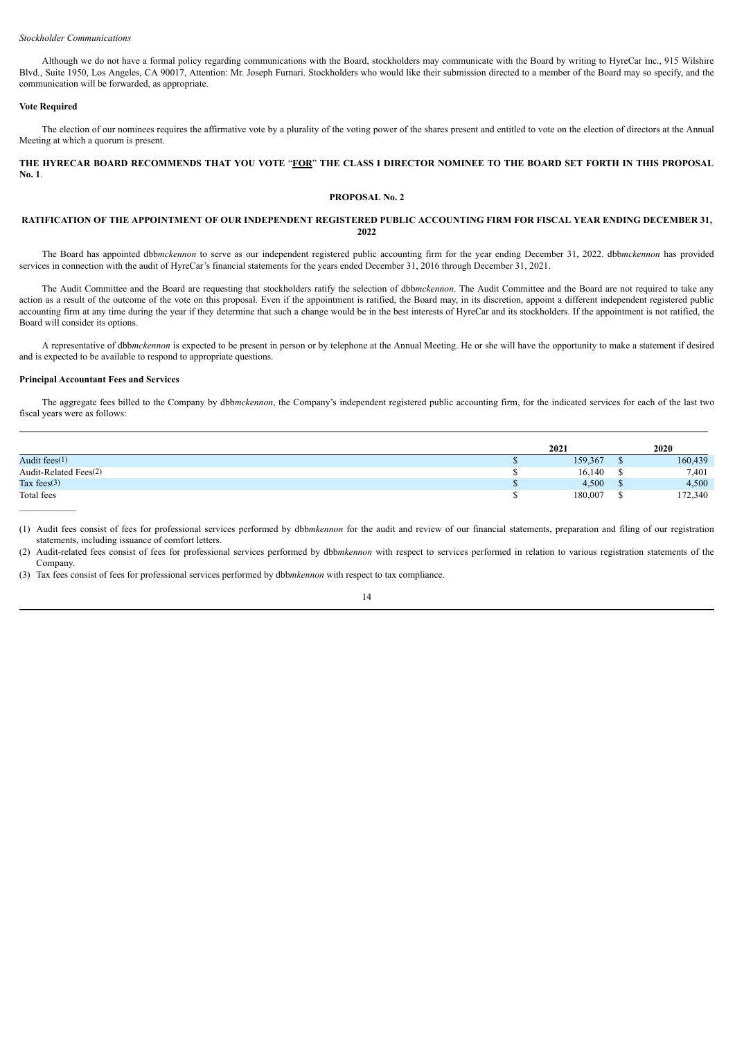*Stockholder Communications*

Although we do not have a formal policy regarding communications with the Board, stockholders may communicate with the Board by writing to HyreCar Inc., 915 Wilshire Blvd., Suite 1950, Los Angeles, CA 90017, Attention: Mr. Joseph Furnari. Stockholders who would like their submission directed to a member of the Board may so specify, and the communication will be forwarded, as appropriate.

**Vote Required**

The election of our nominees requires the affirmative vote by a plurality of the voting power of the shares present and entitled to vote on the election of directors at the Annual Meeting at which a quorum is present.

**THE HYRECAR BOARD RECOMMENDS THAT YOU VOTE "FOR" THE CLASS I DIRECTOR NOMINEE TO THE BOARD SET FORTH IN THIS PROPOSAL No. 1**.

## PROPOSAL No. 2

## RATIFICATION OF THE APPOINTMENT OF OUR INDEPENDENT REGISTERED PUBLIC ACCOUNTING FIRM FOR FISCAL YEAR ENDING DECEMBER 31, 2022

The Board has appointed dbb*mckennon* to serve as our independent registered public accounting firm for the year ending December 31, 2022. dbb*mckennon* has provided services in connection with the audit of HyreCar's financial statements for the years ended December 31, 2016 through December 31, 2021.

The Audit Committee and the Board are requesting that stockholders ratify the selection of dbb*mckennon*. The Audit Committee and the Board are not required to take any action as a result of the outcome of the vote on this proposal. Even if the appointment is ratified, the Board may, in its discretion, appoint a different independent registered public accounting firm at any time during the year if they determine that such a change would be in the best interests of HyreCar and its stockholders. If the appointment is not ratified, the Board will consider its options.

A representative of dbb*mckennon* is expected to be present in person or by telephone at the Annual Meeting. He or she will have the opportunity to make a statement if desired and is expected to be available to respond to appropriate questions.

**Principal Accountant Fees and Services**

The aggregate fees billed to the Company by dbb*mckennon*, the Company's independent registered public accounting firm, for the indicated services for each of the last two fiscal years were as follows:

| | 2021 | 2020 |
|---|---|---|
| Audit fees(1) | $ 159,367 | $ 160,439 |
| Audit-Related Fees(2) | $ 16,140 | $ 7,401 |
| Tax fees(3) | $ 4,500 | $ 4,500 |
| Total fees | $ 180,007 | $ 172,340 |

(1) Audit fees consist of fees for professional services performed by dbb*mkennon* for the audit and review of our financial statements, preparation and filing of our registration statements, including issuance of comfort letters.

(2) Audit-related fees consist of fees for professional services performed by dbb*mkennon* with respect to services performed in relation to various registration statements of the Company.

(3) Tax fees consist of fees for professional services performed by dbb*mkennon* with respect to tax compliance.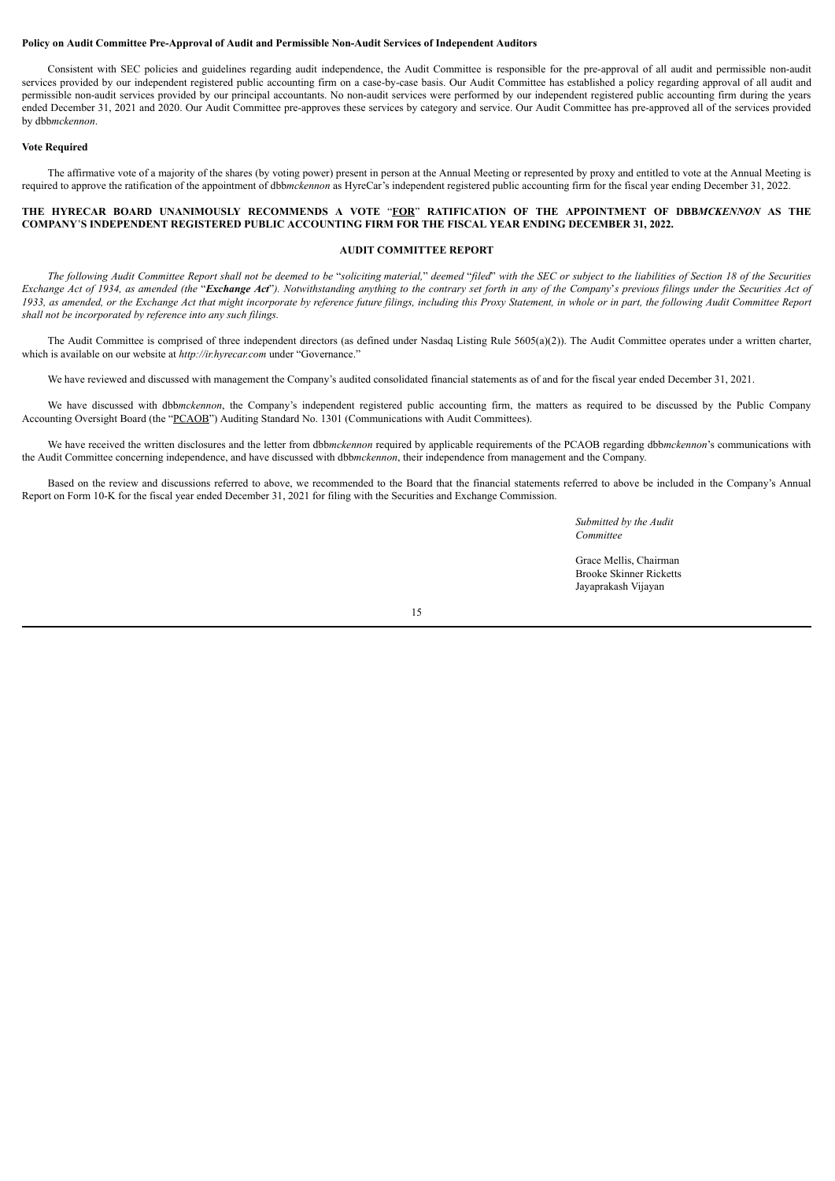**Policy on Audit Committee Pre-Approval of Audit and Permissible Non-Audit Services of Independent Auditors**

Consistent with SEC policies and guidelines regarding audit independence, the Audit Committee is responsible for the pre-approval of all audit and permissible non-audit services provided by our independent registered public accounting firm on a case-by-case basis. Our Audit Committee has established a policy regarding approval of all audit and permissible non-audit services provided by our principal accountants. No non-audit services were performed by our independent registered public accounting firm during the years ended December 31, 2021 and 2020. Our Audit Committee pre-approves these services by category and service. Our Audit Committee has pre-approved all of the services provided by dbb*mckennon*.

**Vote Required**

The affirmative vote of a majority of the shares (by voting power) present in person at the Annual Meeting or represented by proxy and entitled to vote at the Annual Meeting is required to approve the ratification of the appointment of dbb*mckennon* as HyreCar's independent registered public accounting firm for the fiscal year ending December 31, 2022.

**THE HYRECAR BOARD UNANIMOUSLY RECOMMENDS A VOTE "FOR" RATIFICATION OF THE APPOINTMENT OF DBB*MCKENNON* AS THE COMPANY'S INDEPENDENT REGISTERED PUBLIC ACCOUNTING FIRM FOR THE FISCAL YEAR ENDING DECEMBER 31, 2022.**

## AUDIT COMMITTEE REPORT

*The following Audit Committee Report shall not be deemed to be "soliciting material," deemed "filed" with the SEC or subject to the liabilities of Section 18 of the Securities Exchange Act of 1934, as amended (the "**Exchange Act**"). Notwithstanding anything to the contrary set forth in any of the Company's previous filings under the Securities Act of 1933, as amended, or the Exchange Act that might incorporate by reference future filings, including this Proxy Statement, in whole or in part, the following Audit Committee Report shall not be incorporated by reference into any such filings.*

The Audit Committee is comprised of three independent directors (as defined under Nasdaq Listing Rule 5605(a)(2)). The Audit Committee operates under a written charter, which is available on our website at *http://ir.hyrecar.com* under "Governance."

We have reviewed and discussed with management the Company's audited consolidated financial statements as of and for the fiscal year ended December 31, 2021.

We have discussed with dbb*mckennon*, the Company's independent registered public accounting firm, the matters as required to be discussed by the Public Company Accounting Oversight Board (the "PCAOB") Auditing Standard No. 1301 (Communications with Audit Committees).

We have received the written disclosures and the letter from dbb*mckennon* required by applicable requirements of the PCAOB regarding dbb*mckennon*'s communications with the Audit Committee concerning independence, and have discussed with dbb*mckennon*, their independence from management and the Company.

Based on the review and discussions referred to above, we recommended to the Board that the financial statements referred to above be included in the Company's Annual Report on Form 10-K for the fiscal year ended December 31, 2021 for filing with the Securities and Exchange Commission.

*Submitted by the Audit Committee*

Grace Mellis, Chairman
Brooke Skinner Ricketts
Jayaprakash Vijayan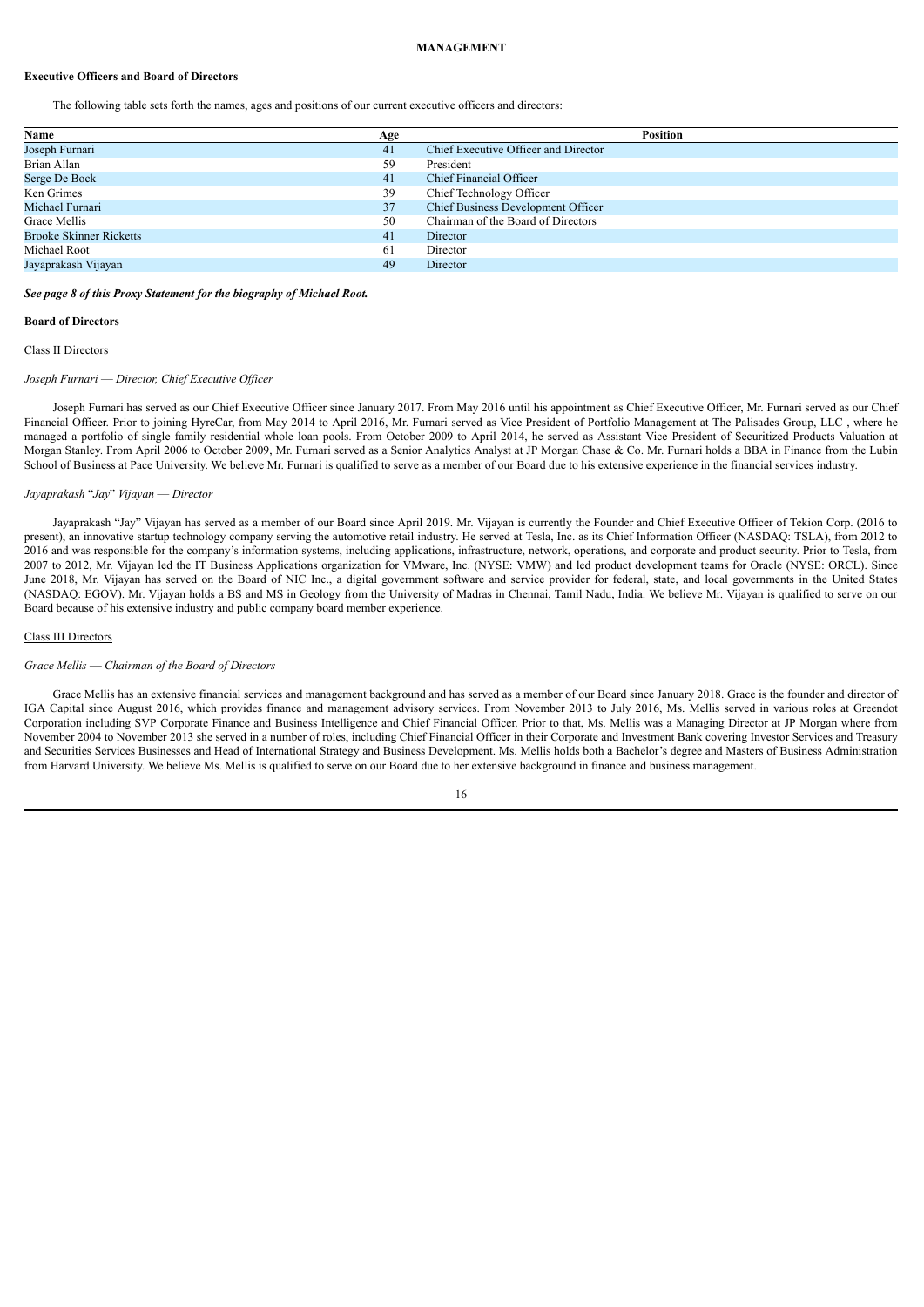# MANAGEMENT

## Executive Officers and Board of Directors

The following table sets forth the names, ages and positions of our current executive officers and directors:

| Name | Age | Position |
| --- | --- | --- |
| Joseph Furnari | 41 | Chief Executive Officer and Director |
| Brian Allan | 59 | President |
| Serge De Bock | 41 | Chief Financial Officer |
| Ken Grimes | 39 | Chief Technology Officer |
| Michael Furnari | 37 | Chief Business Development Officer |
| Grace Mellis | 50 | Chairman of the Board of Directors |
| Brooke Skinner Ricketts | 41 | Director |
| Michael Root | 61 | Director |
| Jayaprakash Vijayan | 49 | Director |

***See page 8 of this Proxy Statement for the biography of Michael Root.***

## Board of Directors

### Class II Directors

*Joseph Furnari — Director, Chief Executive Officer*

Joseph Furnari has served as our Chief Executive Officer since January 2017. From May 2016 until his appointment as Chief Executive Officer, Mr. Furnari served as our Chief Financial Officer. Prior to joining HyreCar, from May 2014 to April 2016, Mr. Furnari served as Vice President of Portfolio Management at The Palisades Group, LLC , where he managed a portfolio of single family residential whole loan pools. From October 2009 to April 2014, he served as Assistant Vice President of Securitized Products Valuation at Morgan Stanley. From April 2006 to October 2009, Mr. Furnari served as a Senior Analytics Analyst at JP Morgan Chase & Co. Mr. Furnari holds a BBA in Finance from the Lubin School of Business at Pace University. We believe Mr. Furnari is qualified to serve as a member of our Board due to his extensive experience in the financial services industry.

*Jayaprakash "Jay" Vijayan — Director*

Jayaprakash "Jay" Vijayan has served as a member of our Board since April 2019. Mr. Vijayan is currently the Founder and Chief Executive Officer of Tekion Corp. (2016 to present), an innovative startup technology company serving the automotive retail industry. He served at Tesla, Inc. as its Chief Information Officer (NASDAQ: TSLA), from 2012 to 2016 and was responsible for the company's information systems, including applications, infrastructure, network, operations, and corporate and product security. Prior to Tesla, from 2007 to 2012, Mr. Vijayan led the IT Business Applications organization for VMware, Inc. (NYSE: VMW) and led product development teams for Oracle (NYSE: ORCL). Since June 2018, Mr. Vijayan has served on the Board of NIC Inc., a digital government software and service provider for federal, state, and local governments in the United States (NASDAQ: EGOV). Mr. Vijayan holds a BS and MS in Geology from the University of Madras in Chennai, Tamil Nadu, India. We believe Mr. Vijayan is qualified to serve on our Board because of his extensive industry and public company board member experience.

### Class III Directors

*Grace Mellis — Chairman of the Board of Directors*

Grace Mellis has an extensive financial services and management background and has served as a member of our Board since January 2018. Grace is the founder and director of IGA Capital since August 2016, which provides finance and management advisory services. From November 2013 to July 2016, Ms. Mellis served in various roles at Greendot Corporation including SVP Corporate Finance and Business Intelligence and Chief Financial Officer. Prior to that, Ms. Mellis was a Managing Director at JP Morgan where from November 2004 to November 2013 she served in a number of roles, including Chief Financial Officer in their Corporate and Investment Bank covering Investor Services and Treasury and Securities Services Businesses and Head of International Strategy and Business Development. Ms. Mellis holds both a Bachelor's degree and Masters of Business Administration from Harvard University. We believe Ms. Mellis is qualified to serve on our Board due to her extensive background in finance and business management.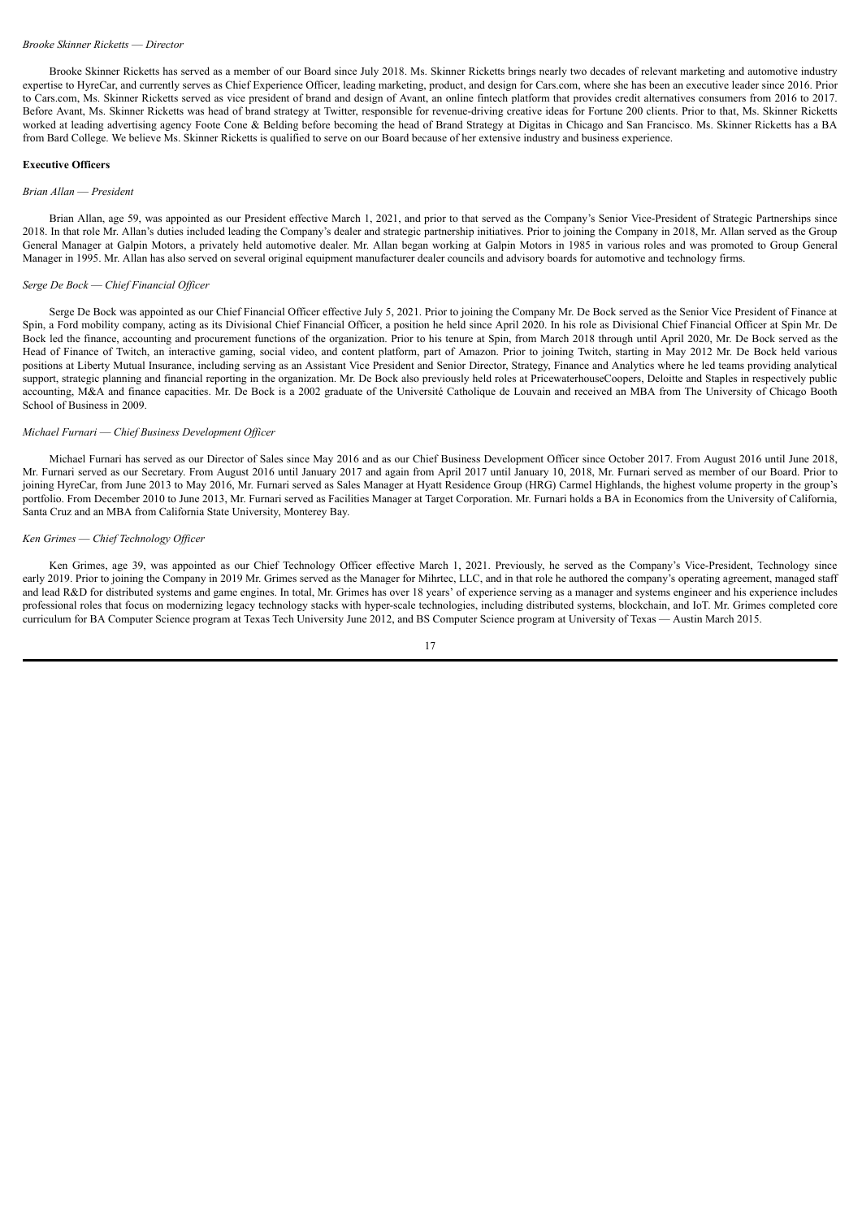*Brooke Skinner Ricketts — Director*

Brooke Skinner Ricketts has served as a member of our Board since July 2018. Ms. Skinner Ricketts brings nearly two decades of relevant marketing and automotive industry expertise to HyreCar, and currently serves as Chief Experience Officer, leading marketing, product, and design for Cars.com, where she has been an executive leader since 2016. Prior to Cars.com, Ms. Skinner Ricketts served as vice president of brand and design of Avant, an online fintech platform that provides credit alternatives consumers from 2016 to 2017. Before Avant, Ms. Skinner Ricketts was head of brand strategy at Twitter, responsible for revenue-driving creative ideas for Fortune 200 clients. Prior to that, Ms. Skinner Ricketts worked at leading advertising agency Foote Cone & Belding before becoming the head of Brand Strategy at Digitas in Chicago and San Francisco. Ms. Skinner Ricketts has a BA from Bard College. We believe Ms. Skinner Ricketts is qualified to serve on our Board because of her extensive industry and business experience.

**Executive Officers**

*Brian Allan — President*

Brian Allan, age 59, was appointed as our President effective March 1, 2021, and prior to that served as the Company's Senior Vice-President of Strategic Partnerships since 2018. In that role Mr. Allan's duties included leading the Company's dealer and strategic partnership initiatives. Prior to joining the Company in 2018, Mr. Allan served as the Group General Manager at Galpin Motors, a privately held automotive dealer. Mr. Allan began working at Galpin Motors in 1985 in various roles and was promoted to Group General Manager in 1995. Mr. Allan has also served on several original equipment manufacturer dealer councils and advisory boards for automotive and technology firms.

*Serge De Bock — Chief Financial Officer*

Serge De Bock was appointed as our Chief Financial Officer effective July 5, 2021. Prior to joining the Company Mr. De Bock served as the Senior Vice President of Finance at Spin, a Ford mobility company, acting as its Divisional Chief Financial Officer, a position he held since April 2020. In his role as Divisional Chief Financial Officer at Spin Mr. De Bock led the finance, accounting and procurement functions of the organization. Prior to his tenure at Spin, from March 2018 through until April 2020, Mr. De Bock served as the Head of Finance of Twitch, an interactive gaming, social video, and content platform, part of Amazon. Prior to joining Twitch, starting in May 2012 Mr. De Bock held various positions at Liberty Mutual Insurance, including serving as an Assistant Vice President and Senior Director, Strategy, Finance and Analytics where he led teams providing analytical support, strategic planning and financial reporting in the organization. Mr. De Bock also previously held roles at PricewaterhouseCoopers, Deloitte and Staples in respectively public accounting, M&A and finance capacities. Mr. De Bock is a 2002 graduate of the Université Catholique de Louvain and received an MBA from The University of Chicago Booth School of Business in 2009.

*Michael Furnari — Chief Business Development Officer*

Michael Furnari has served as our Director of Sales since May 2016 and as our Chief Business Development Officer since October 2017. From August 2016 until June 2018, Mr. Furnari served as our Secretary. From August 2016 until January 2017 and again from April 2017 until January 10, 2018, Mr. Furnari served as member of our Board. Prior to joining HyreCar, from June 2013 to May 2016, Mr. Furnari served as Sales Manager at Hyatt Residence Group (HRG) Carmel Highlands, the highest volume property in the group's portfolio. From December 2010 to June 2013, Mr. Furnari served as Facilities Manager at Target Corporation. Mr. Furnari holds a BA in Economics from the University of California, Santa Cruz and an MBA from California State University, Monterey Bay.

*Ken Grimes — Chief Technology Officer*

Ken Grimes, age 39, was appointed as our Chief Technology Officer effective March 1, 2021. Previously, he served as the Company's Vice-President, Technology since early 2019. Prior to joining the Company in 2019 Mr. Grimes served as the Manager for Mihrtec, LLC, and in that role he authored the company's operating agreement, managed staff and lead R&D for distributed systems and game engines. In total, Mr. Grimes has over 18 years' of experience serving as a manager and systems engineer and his experience includes professional roles that focus on modernizing legacy technology stacks with hyper-scale technologies, including distributed systems, blockchain, and IoT. Mr. Grimes completed core curriculum for BA Computer Science program at Texas Tech University June 2012, and BS Computer Science program at University of Texas — Austin March 2015.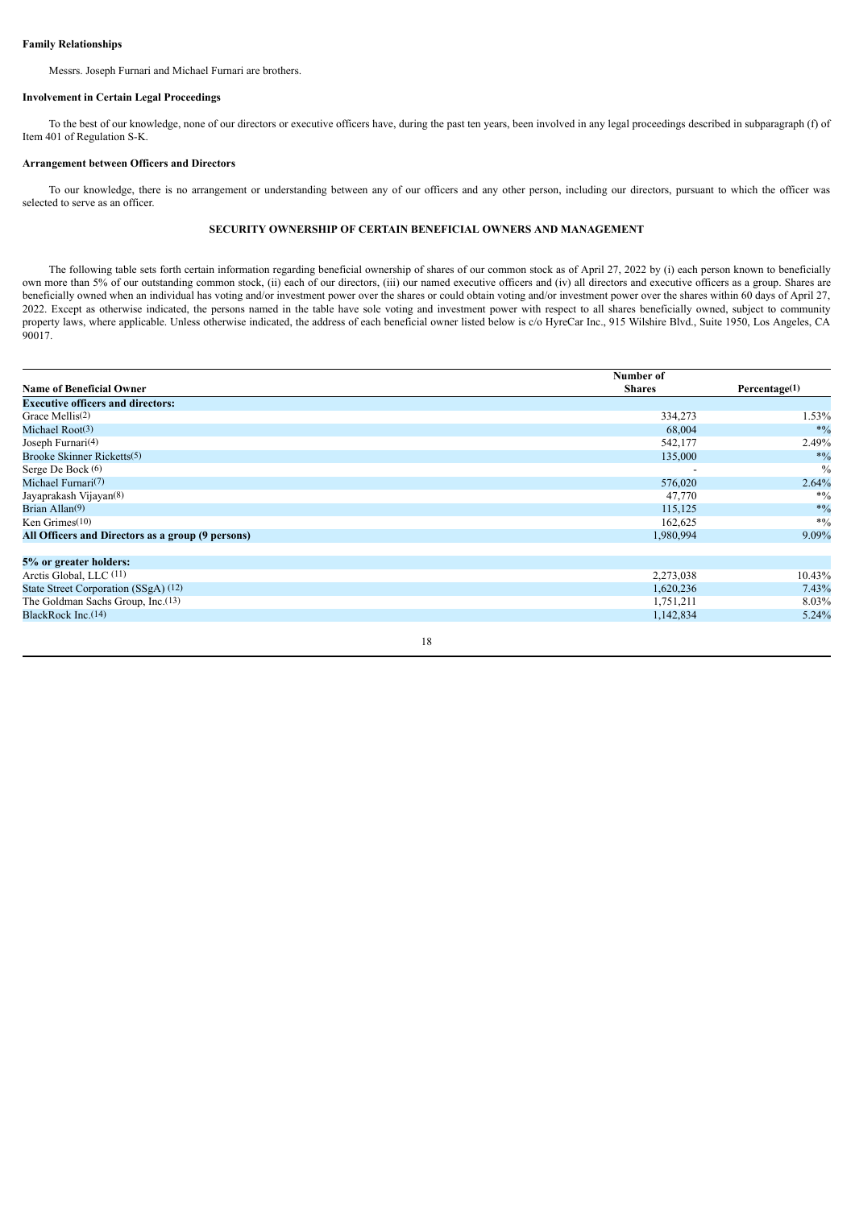**Family Relationships**

Messrs. Joseph Furnari and Michael Furnari are brothers.

**Involvement in Certain Legal Proceedings**

To the best of our knowledge, none of our directors or executive officers have, during the past ten years, been involved in any legal proceedings described in subparagraph (f) of Item 401 of Regulation S-K.

**Arrangement between Officers and Directors**

To our knowledge, there is no arrangement or understanding between any of our officers and any other person, including our directors, pursuant to which the officer was selected to serve as an officer.

## SECURITY OWNERSHIP OF CERTAIN BENEFICIAL OWNERS AND MANAGEMENT

The following table sets forth certain information regarding beneficial ownership of shares of our common stock as of April 27, 2022 by (i) each person known to beneficially own more than 5% of our outstanding common stock, (ii) each of our directors, (iii) our named executive officers and (iv) all directors and executive officers as a group. Shares are beneficially owned when an individual has voting and/or investment power over the shares or could obtain voting and/or investment power over the shares within 60 days of April 27, 2022. Except as otherwise indicated, the persons named in the table have sole voting and investment power with respect to all shares beneficially owned, subject to community property laws, where applicable. Unless otherwise indicated, the address of each beneficial owner listed below is c/o HyreCar Inc., 915 Wilshire Blvd., Suite 1950, Los Angeles, CA 90017.

| Name of Beneficial Owner | Number of Shares | Percentage(1) |
|---|---|---|
| **Executive officers and directors:** | | |
| Grace Mellis(2) | 334,273 | 1.53% |
| Michael Root(3) | 68,004 | *% |
| Joseph Furnari(4) | 542,177 | 2.49% |
| Brooke Skinner Ricketts(5) | 135,000 | *% |
| Serge De Bock (6) | - | % |
| Michael Furnari(7) | 576,020 | 2.64% |
| Jayaprakash Vijayan(8) | 47,770 | *% |
| Brian Allan(9) | 115,125 | *% |
| Ken Grimes(10) | 162,625 | *% |
| **All Officers and Directors as a group (9 persons)** | 1,980,994 | 9.09% |
| | | |
| **5% or greater holders:** | | |
| Arctis Global, LLC (11) | 2,273,038 | 10.43% |
| State Street Corporation (SSgA) (12) | 1,620,236 | 7.43% |
| The Goldman Sachs Group, Inc.(13) | 1,751,211 | 8.03% |
| BlackRock Inc.(14) | 1,142,834 | 5.24% |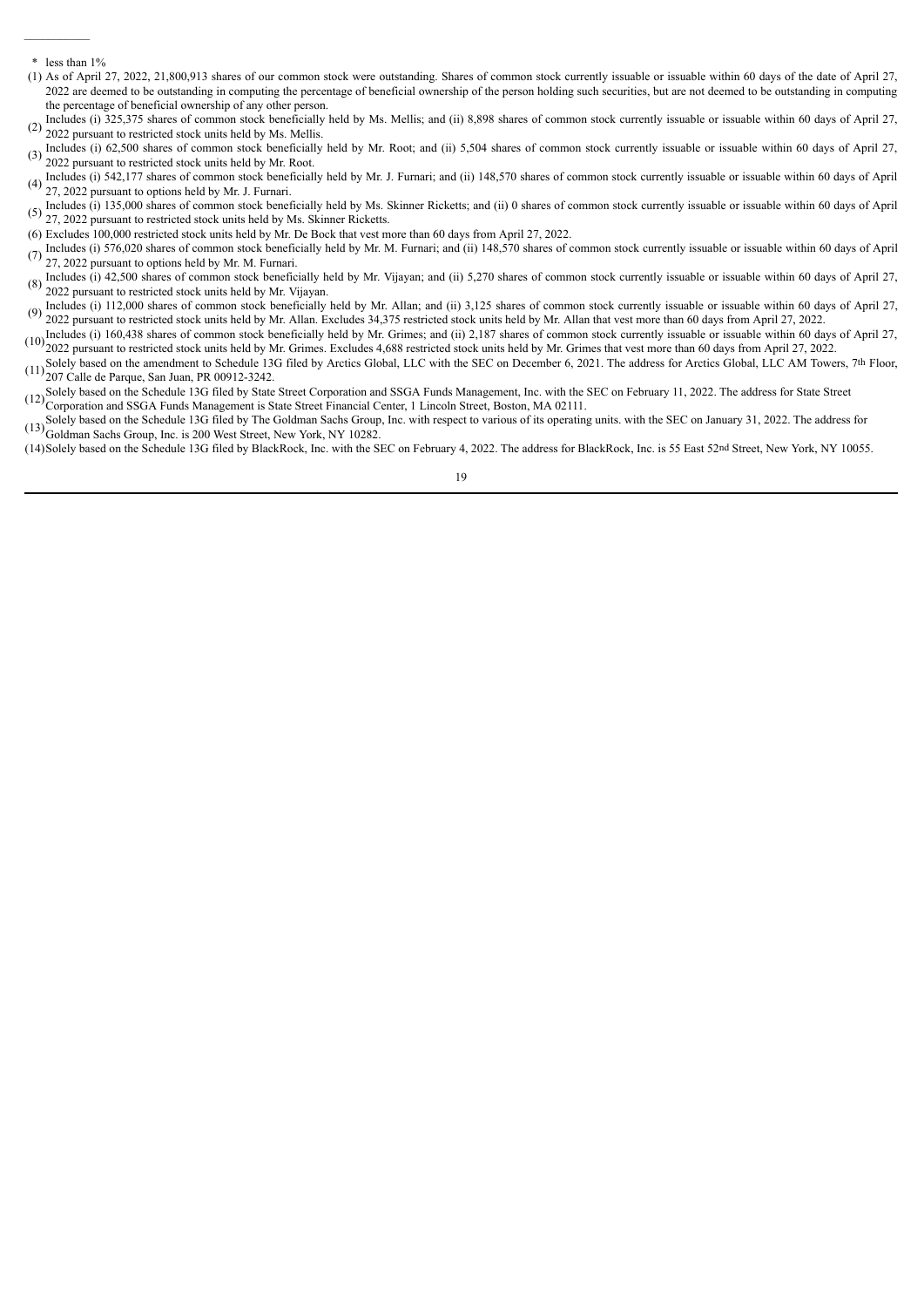\* less than 1%

(1) As of April 27, 2022, 21,800,913 shares of our common stock were outstanding. Shares of common stock currently issuable or issuable within 60 days of the date of April 27, 2022 are deemed to be outstanding in computing the percentage of beneficial ownership of the person holding such securities, but are not deemed to be outstanding in computing the percentage of beneficial ownership of any other person.

(2) Includes (i) 325,375 shares of common stock beneficially held by Ms. Mellis; and (ii) 8,898 shares of common stock currently issuable or issuable within 60 days of April 27, 2022 pursuant to restricted stock units held by Ms. Mellis.

(3) Includes (i) 62,500 shares of common stock beneficially held by Mr. Root; and (ii) 5,504 shares of common stock currently issuable or issuable within 60 days of April 27, 2022 pursuant to restricted stock units held by Mr. Root.

(4) Includes (i) 542,177 shares of common stock beneficially held by Mr. J. Furnari; and (ii) 148,570 shares of common stock currently issuable or issuable within 60 days of April 27, 2022 pursuant to options held by Mr. J. Furnari.

(5) Includes (i) 135,000 shares of common stock beneficially held by Ms. Skinner Ricketts; and (ii) 0 shares of common stock currently issuable or issuable within 60 days of April 27, 2022 pursuant to restricted stock units held by Ms. Skinner Ricketts.

(6) Excludes 100,000 restricted stock units held by Mr. De Bock that vest more than 60 days from April 27, 2022.

(7) Includes (i) 576,020 shares of common stock beneficially held by Mr. M. Furnari; and (ii) 148,570 shares of common stock currently issuable or issuable within 60 days of April 27, 2022 pursuant to options held by Mr. M. Furnari.

(8) Includes (i) 42,500 shares of common stock beneficially held by Mr. Vijayan; and (ii) 5,270 shares of common stock currently issuable or issuable within 60 days of April 27, 2022 pursuant to restricted stock units held by Mr. Vijayan.

(9) Includes (i) 112,000 shares of common stock beneficially held by Mr. Allan; and (ii) 3,125 shares of common stock currently issuable or issuable within 60 days of April 27, 2022 pursuant to restricted stock units held by Mr. Allan. Excludes 34,375 restricted stock units held by Mr. Allan that vest more than 60 days from April 27, 2022.

(10) Includes (i) 160,438 shares of common stock beneficially held by Mr. Grimes; and (ii) 2,187 shares of common stock currently issuable or issuable within 60 days of April 27, 2022 pursuant to restricted stock units held by Mr. Grimes. Excludes 4,688 restricted stock units held by Mr. Grimes that vest more than 60 days from April 27, 2022.

(11) Solely based on the amendment to Schedule 13G filed by Arctics Global, LLC with the SEC on December 6, 2021. The address for Arctics Global, LLC AM Towers, 7th Floor, 207 Calle de Parque, San Juan, PR 00912-3242.

(12) Solely based on the Schedule 13G filed by State Street Corporation and SSGA Funds Management, Inc. with the SEC on February 11, 2022. The address for State Street Corporation and SSGA Funds Management is State Street Financial Center, 1 Lincoln Street, Boston, MA 02111.

(13) Solely based on the Schedule 13G filed by The Goldman Sachs Group, Inc. with respect to various of its operating units. with the SEC on January 31, 2022. The address for Goldman Sachs Group, Inc. is 200 West Street, New York, NY 10282.

(14) Solely based on the Schedule 13G filed by BlackRock, Inc. with the SEC on February 4, 2022. The address for BlackRock, Inc. is 55 East 52nd Street, New York, NY 10055.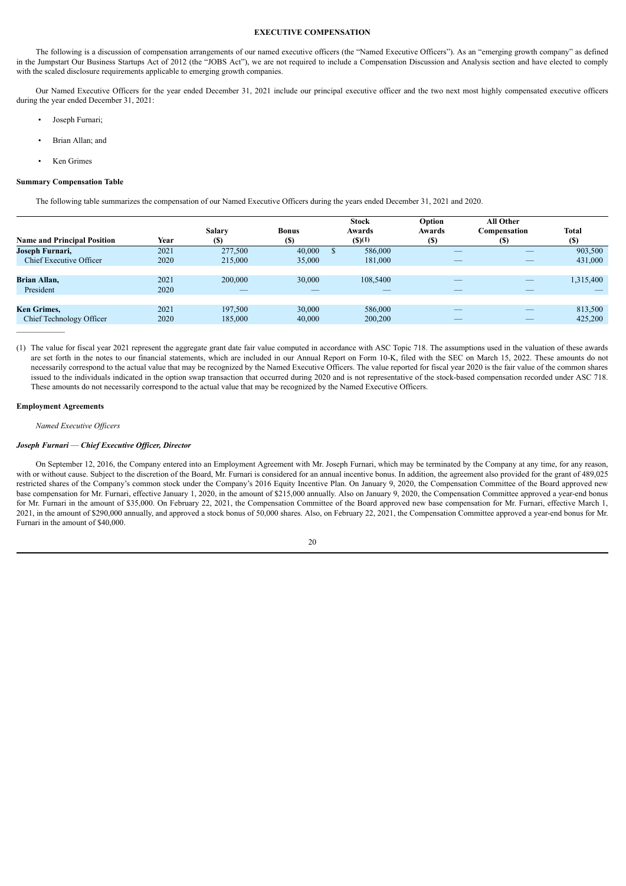## EXECUTIVE COMPENSATION

The following is a discussion of compensation arrangements of our named executive officers (the "Named Executive Officers"). As an "emerging growth company" as defined in the Jumpstart Our Business Startups Act of 2012 (the "JOBS Act"), we are not required to include a Compensation Discussion and Analysis section and have elected to comply with the scaled disclosure requirements applicable to emerging growth companies.

Our Named Executive Officers for the year ended December 31, 2021 include our principal executive officer and the two next most highly compensated executive officers during the year ended December 31, 2021:

- Joseph Furnari;
- Brian Allan; and
- Ken Grimes

### Summary Compensation Table

The following table summarizes the compensation of our Named Executive Officers during the years ended December 31, 2021 and 2020.

| Name and Principal Position | Year | Salary ($) | Bonus ($) | Stock Awards ($)(1) | Option Awards ($) | All Other Compensation ($) | Total ($) |
|---|---|---|---|---|---|---|---|
| **Joseph Furnari,** | 2021 | 277,500 | 40,000 | $ 586,000 | — | — | 903,500 |
| Chief Executive Officer | 2020 | 215,000 | 35,000 | 181,000 | — | — | 431,000 |
| **Brian Allan,** | 2021 | 200,000 | 30,000 | 108,5400 | — | — | 1,315,400 |
| President | 2020 | — | — | — | — | — | — |
| **Ken Grimes,** | 2021 | 197,500 | 30,000 | 586,000 | — | — | 813,500 |
| Chief Technology Officer | 2020 | 185,000 | 40,000 | 200,200 | — | — | 425,200 |

(1) The value for fiscal year 2021 represent the aggregate grant date fair value computed in accordance with ASC Topic 718. The assumptions used in the valuation of these awards are set forth in the notes to our financial statements, which are included in our Annual Report on Form 10-K, filed with the SEC on March 15, 2022. These amounts do not necessarily correspond to the actual value that may be recognized by the Named Executive Officers. The value reported for fiscal year 2020 is the fair value of the common shares issued to the individuals indicated in the option swap transaction that occurred during 2020 and is not representative of the stock-based compensation recorded under ASC 718. These amounts do not necessarily correspond to the actual value that may be recognized by the Named Executive Officers.

### Employment Agreements

*Named Executive Officers*

#### *Joseph Furnari — Chief Executive Officer, Director*

On September 12, 2016, the Company entered into an Employment Agreement with Mr. Joseph Furnari, which may be terminated by the Company at any time, for any reason, with or without cause. Subject to the discretion of the Board, Mr. Furnari is considered for an annual incentive bonus. In addition, the agreement also provided for the grant of 489,025 restricted shares of the Company's common stock under the Company's 2016 Equity Incentive Plan. On January 9, 2020, the Compensation Committee of the Board approved new base compensation for Mr. Furnari, effective January 1, 2020, in the amount of $215,000 annually. Also on January 9, 2020, the Compensation Committee approved a year-end bonus for Mr. Furnari in the amount of $35,000. On February 22, 2021, the Compensation Committee of the Board approved new base compensation for Mr. Furnari, effective March 1, 2021, in the amount of $290,000 annually, and approved a stock bonus of 50,000 shares. Also, on February 22, 2021, the Compensation Committee approved a year-end bonus for Mr. Furnari in the amount of $40,000.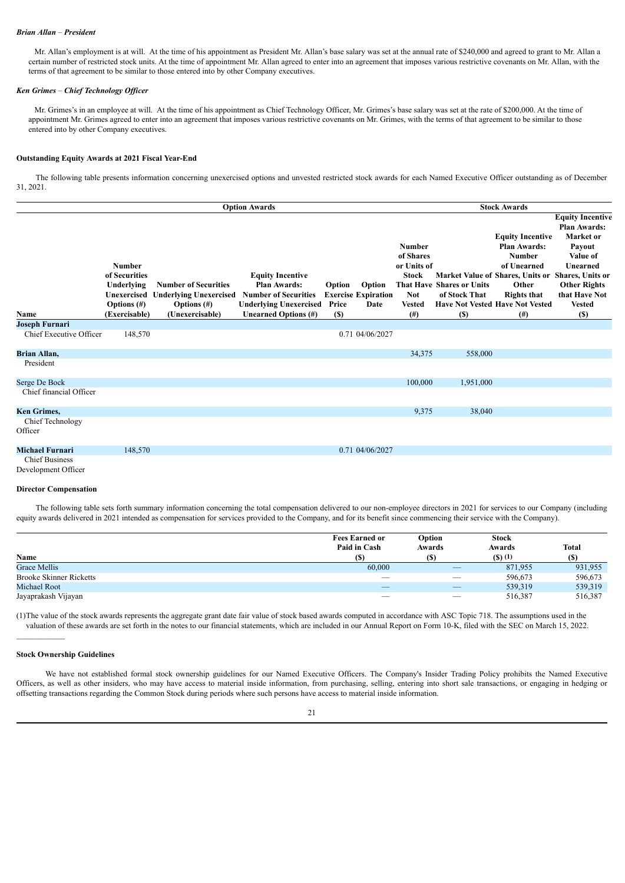*Brian Allan – President*

Mr. Allan's employment is at will. At the time of his appointment as President Mr. Allan's base salary was set at the annual rate of $240,000 and agreed to grant to Mr. Allan a certain number of restricted stock units. At the time of appointment Mr. Allan agreed to enter into an agreement that imposes various restrictive covenants on Mr. Allan, with the terms of that agreement to be similar to those entered into by other Company executives.

*Ken Grimes – Chief Technology Officer*

Mr. Grimes's in an employee at will. At the time of his appointment as Chief Technology Officer, Mr. Grimes's base salary was set at the rate of $200,000. At the time of appointment Mr. Grimes agreed to enter into an agreement that imposes various restrictive covenants on Mr. Grimes, with the terms of that agreement to be similar to those entered into by other Company executives.

**Outstanding Equity Awards at 2021 Fiscal Year-End**

The following table presents information concerning unexercised options and unvested restricted stock awards for each Named Executive Officer outstanding as of December 31, 2021.

| | Option Awards | | | | | Stock Awards | | | |
|---|---|---|---|---|---|---|---|---|---|
| **Name** | **Number of Securities Underlying Unexercised Options (#) (Exercisable)** | **Number of Securities Underlying Unexercised Options (#) (Unexercisable)** | **Equity Incentive Plan Awards: Number of Securities Underlying Unexercised Unearned Options (#)** | **Option Exercise Price ($)** | **Option Expiration Date** | **Number of Shares or Units of Stock That Have Not Vested (#)** | **Market Value of Shares or Units of Stock That Have Not Vested ($)** | **Equity Incentive Plan Awards: Number of Unearned Shares, Units or Other Rights that Have Not Vested (#)** | **Equity Incentive Plan Awards: Market or Payout Value of Unearned Shares, Units or Other Rights that Have Not Vested ($)** |
| **Joseph Furnari** Chief Executive Officer | 148,570 | | | 0.71 | 04/06/2027 | | | | |
| **Brian Allan,** President | | | | | | 34,375 | 558,000 | | |
| Serge De Bock Chief financial Officer | | | | | | 100,000 | 1,951,000 | | |
| **Ken Grimes,** Chief Technology Officer | | | | | | 9,375 | 38,040 | | |
| **Michael Furnari** Chief Business Development Officer | 148,570 | | | 0.71 | 04/06/2027 | | | | |

**Director Compensation**

The following table sets forth summary information concerning the total compensation delivered to our non-employee directors in 2021 for services to our Company (including equity awards delivered in 2021 intended as compensation for services provided to the Company, and for its benefit since commencing their service with the Company).

| Name | Fees Earned or Paid in Cash ($) | Option Awards ($) | Stock Awards ($) (1) | Total ($) |
|---|---|---|---|---|
| Grace Mellis | 60,000 | — | 871,955 | 931,955 |
| Brooke Skinner Ricketts | — | — | 596,673 | 596,673 |
| Michael Root | — | — | 539,319 | 539,319 |
| Jayaprakash Vijayan | — | — | 516,387 | 516,387 |

(1)The value of the stock awards represents the aggregate grant date fair value of stock based awards computed in accordance with ASC Topic 718. The assumptions used in the valuation of these awards are set forth in the notes to our financial statements, which are included in our Annual Report on Form 10-K, filed with the SEC on March 15, 2022.

**Stock Ownership Guidelines**

We have not established formal stock ownership guidelines for our Named Executive Officers. The Company's Insider Trading Policy prohibits the Named Executive Officers, as well as other insiders, who may have access to material inside information, from purchasing, selling, entering into short sale transactions, or engaging in hedging or offsetting transactions regarding the Common Stock during periods where such persons have access to material inside information.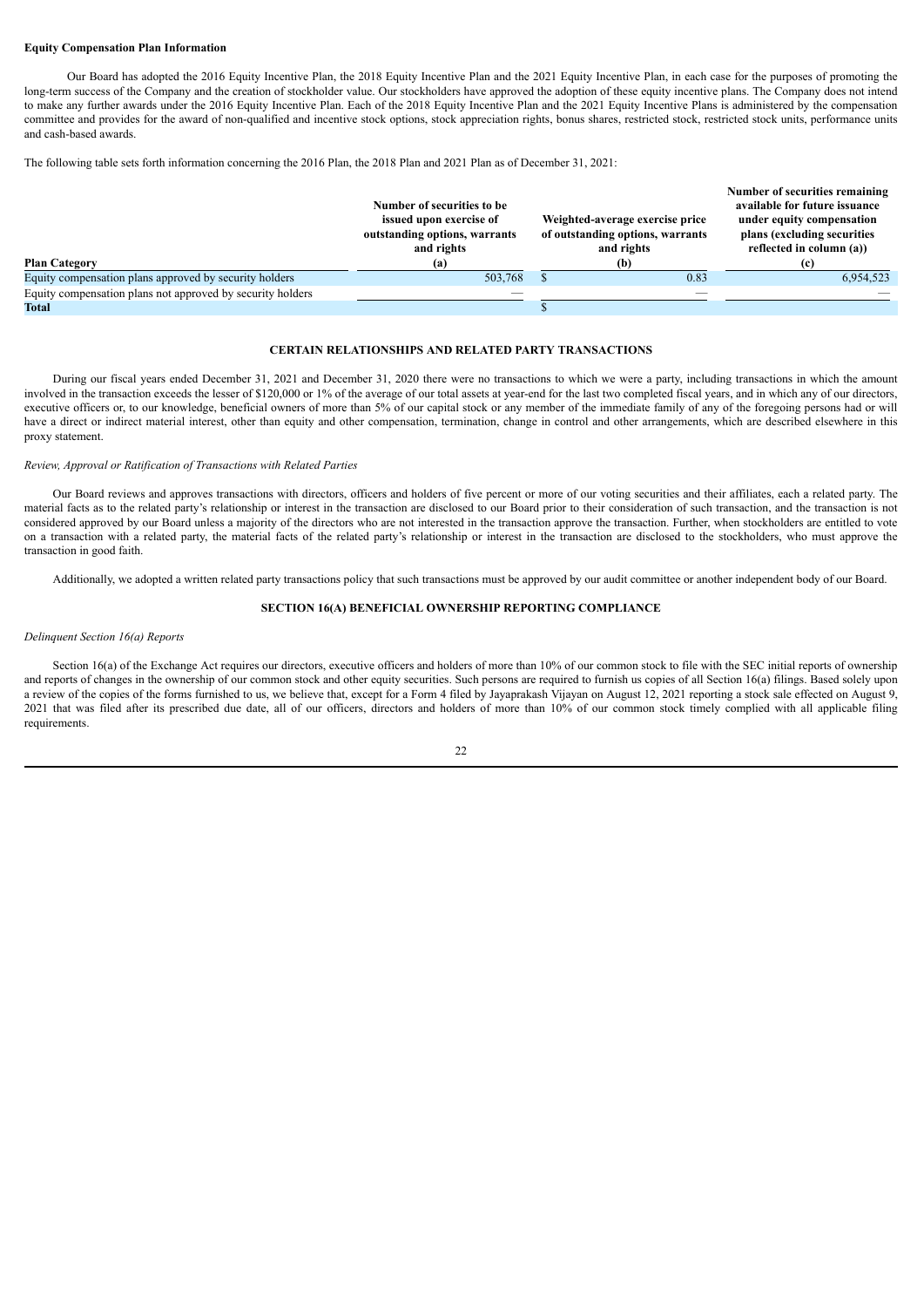**Equity Compensation Plan Information**

Our Board has adopted the 2016 Equity Incentive Plan, the 2018 Equity Incentive Plan and the 2021 Equity Incentive Plan, in each case for the purposes of promoting the long-term success of the Company and the creation of stockholder value. Our stockholders have approved the adoption of these equity incentive plans. The Company does not intend to make any further awards under the 2016 Equity Incentive Plan. Each of the 2018 Equity Incentive Plan and the 2021 Equity Incentive Plans is administered by the compensation committee and provides for the award of non-qualified and incentive stock options, stock appreciation rights, bonus shares, restricted stock, restricted stock units, performance units and cash-based awards.

The following table sets forth information concerning the 2016 Plan, the 2018 Plan and 2021 Plan as of December 31, 2021:

| Plan Category | Number of securities to be issued upon exercise of outstanding options, warrants and rights (a) | Weighted-average exercise price of outstanding options, warrants and rights (b) | Number of securities remaining available for future issuance under equity compensation plans (excluding securities reflected in column (a)) (c) |
|---|---|---|---|
| Equity compensation plans approved by security holders | 503,768 | $ 0.83 | 6,954,523 |
| Equity compensation plans not approved by security holders | — | — | — |
| **Total** | | $ | |

## CERTAIN RELATIONSHIPS AND RELATED PARTY TRANSACTIONS

During our fiscal years ended December 31, 2021 and December 31, 2020 there were no transactions to which we were a party, including transactions in which the amount involved in the transaction exceeds the lesser of $120,000 or 1% of the average of our total assets at year-end for the last two completed fiscal years, and in which any of our directors, executive officers or, to our knowledge, beneficial owners of more than 5% of our capital stock or any member of the immediate family of any of the foregoing persons had or will have a direct or indirect material interest, other than equity and other compensation, termination, change in control and other arrangements, which are described elsewhere in this proxy statement.

*Review, Approval or Ratification of Transactions with Related Parties*

Our Board reviews and approves transactions with directors, officers and holders of five percent or more of our voting securities and their affiliates, each a related party. The material facts as to the related party's relationship or interest in the transaction are disclosed to our Board prior to their consideration of such transaction, and the transaction is not considered approved by our Board unless a majority of the directors who are not interested in the transaction approve the transaction. Further, when stockholders are entitled to vote on a transaction with a related party, the material facts of the related party's relationship or interest in the transaction are disclosed to the stockholders, who must approve the transaction in good faith.

Additionally, we adopted a written related party transactions policy that such transactions must be approved by our audit committee or another independent body of our Board.

## SECTION 16(A) BENEFICIAL OWNERSHIP REPORTING COMPLIANCE

*Delinquent Section 16(a) Reports*

Section 16(a) of the Exchange Act requires our directors, executive officers and holders of more than 10% of our common stock to file with the SEC initial reports of ownership and reports of changes in the ownership of our common stock and other equity securities. Such persons are required to furnish us copies of all Section 16(a) filings. Based solely upon a review of the copies of the forms furnished to us, we believe that, except for a Form 4 filed by Jayaprakash Vijayan on August 12, 2021 reporting a stock sale effected on August 9, 2021 that was filed after its prescribed due date, all of our officers, directors and holders of more than 10% of our common stock timely complied with all applicable filing requirements.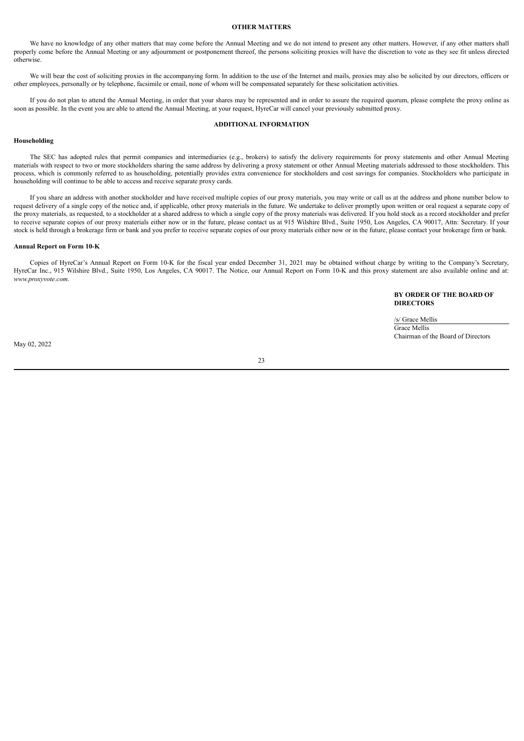## OTHER MATTERS

We have no knowledge of any other matters that may come before the Annual Meeting and we do not intend to present any other matters. However, if any other matters shall properly come before the Annual Meeting or any adjournment or postponement thereof, the persons soliciting proxies will have the discretion to vote as they see fit unless directed otherwise.

We will bear the cost of soliciting proxies in the accompanying form. In addition to the use of the Internet and mails, proxies may also be solicited by our directors, officers or other employees, personally or by telephone, facsimile or email, none of whom will be compensated separately for these solicitation activities.

If you do not plan to attend the Annual Meeting, in order that your shares may be represented and in order to assure the required quorum, please complete the proxy online as soon as possible. In the event you are able to attend the Annual Meeting, at your request, HyreCar will cancel your previously submitted proxy.

## ADDITIONAL INFORMATION

### Householding

The SEC has adopted rules that permit companies and intermediaries (e.g., brokers) to satisfy the delivery requirements for proxy statements and other Annual Meeting materials with respect to two or more stockholders sharing the same address by delivering a proxy statement or other Annual Meeting materials addressed to those stockholders. This process, which is commonly referred to as householding, potentially provides extra convenience for stockholders and cost savings for companies. Stockholders who participate in householding will continue to be able to access and receive separate proxy cards.

If you share an address with another stockholder and have received multiple copies of our proxy materials, you may write or call us at the address and phone number below to request delivery of a single copy of the notice and, if applicable, other proxy materials in the future. We undertake to deliver promptly upon written or oral request a separate copy of the proxy materials, as requested, to a stockholder at a shared address to which a single copy of the proxy materials was delivered. If you hold stock as a record stockholder and prefer to receive separate copies of our proxy materials either now or in the future, please contact us at 915 Wilshire Blvd., Suite 1950, Los Angeles, CA 90017, Attn: Secretary. If your stock is held through a brokerage firm or bank and you prefer to receive separate copies of our proxy materials either now or in the future, please contact your brokerage firm or bank.

### Annual Report on Form 10-K

Copies of HyreCar's Annual Report on Form 10-K for the fiscal year ended December 31, 2021 may be obtained without charge by writing to the Company's Secretary, HyreCar Inc., 915 Wilshire Blvd., Suite 1950, Los Angeles, CA 90017. The Notice, our Annual Report on Form 10-K and this proxy statement are also available online and at: *www.proxyvote.com*.

**BY ORDER OF THE BOARD OF DIRECTORS**

/s/ Grace Mellis
Grace Mellis
Chairman of the Board of Directors

May 02, 2022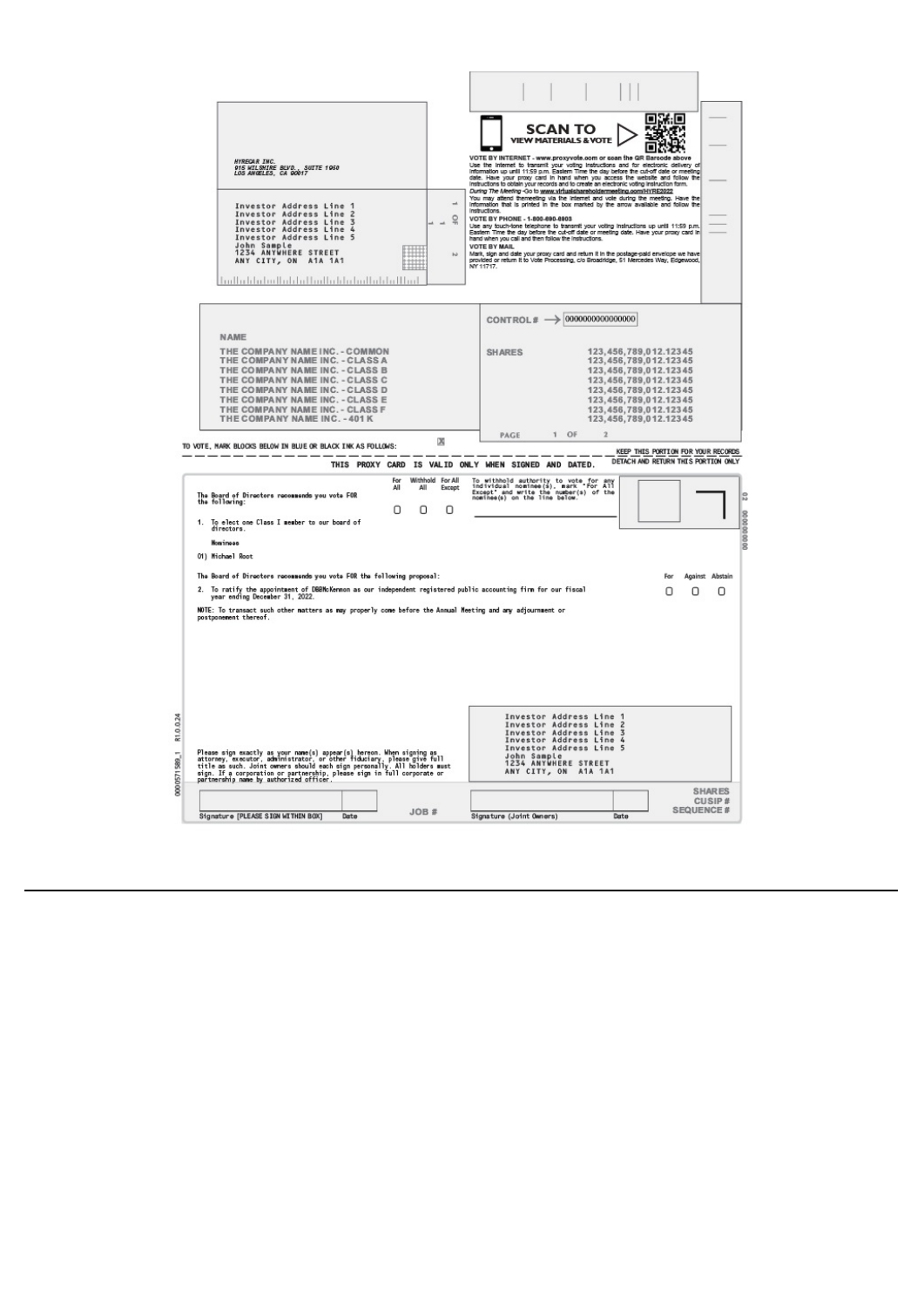HYREGAR INC.
915 WILSHIRE BLVD., SUITE 1950
LOS ANGELES, CA 90017

Investor Address Line 1
Investor Address Line 2
Investor Address Line 3
Investor Address Line 4
Investor Address Line 5
John Sample
1234 ANYWHERE STREET
ANY CITY, ON A1A 1A1

**SCAN TO VIEW MATERIALS & VOTE**

**VOTE BY INTERNET - www.proxyvote.com or scan the QR Barcode above**
Use the Internet to transmit your voting instructions and for electronic delivery of information up until 11:59 p.m. Eastern Time the day before the cut-off date or meeting date. Have your proxy card in hand when you access the website and follow the instructions to obtain your records and to create an electronic voting instruction form.

*During The Meeting* - Go to **www.virtualshareholdermeeting.com/HYRE2022**
You may attend themeeting via the Internet and vote during the meeting. Have the information that is printed in the box marked by the arrow available and follow the instructions.

**VOTE BY PHONE - 1-800-690-6903**
Use any touch-tone telephone to transmit your voting instructions up until 11:59 p.m. Eastern Time the day before the cut-off date or meeting date. Have your proxy card in hand when you call and then follow the instructions.

**VOTE BY MAIL**
Mark, sign and date your proxy card and return it in the postage-paid envelope we have provided or return it to Vote Processing, c/o Broadridge, 51 Mercedes Way, Edgewood, NY 11717.

CONTROL # → 0000000000000000

| NAME | SHARES |
|---|---|
| THE COMPANY NAME INC. - COMMON | 123,456,789,012.12345 |
| THE COMPANY NAME INC. - CLASS A | 123,456,789,012.12345 |
| THE COMPANY NAME INC. - CLASS B | 123,456,789,012.12345 |
| THE COMPANY NAME INC. - CLASS C | 123,456,789,012.12345 |
| THE COMPANY NAME INC. - CLASS D | 123,456,789,012.12345 |
| THE COMPANY NAME INC. - CLASS E | 123,456,789,012.12345 |
| THE COMPANY NAME INC. - CLASS F | 123,456,789,012.12345 |
| THE COMPANY NAME INC. - 401 K | 123,456,789,012.12345 |

TO VOTE, MARK BLOCKS BELOW IN BLUE OR BLACK INK AS FOLLOWS: ☒

KEEP THIS PORTION FOR YOUR RECORDS

DETACH AND RETURN THIS PORTION ONLY

**THIS PROXY CARD IS VALID ONLY WHEN SIGNED AND DATED.**

**The Board of Directors recommends you vote FOR the following:**

| | For All | Withhold All | For All Except |
|---|---|---|---|
| 1. To elect one Class I member to our board of directors. | ☐ | ☐ | ☐ |

To withhold authority to vote for any individual nominee(s), mark "For All Except" and write the number(s) of the nominee(s) on the line below.

______________________

**Nominees**

01) Michael Root

**The Board of Directors recommends you vote FOR the following proposal:**

| | For | Against | Abstain |
|---|---|---|---|
| 2. To ratify the appointment of DBBMcKennon as our independent registered public accounting firm for our fiscal year ending December 31, 2022. | ☐ | ☐ | ☐ |

NOTE: To transact such other matters as may properly come before the Annual Meeting and any adjournment or postponement thereof.

Please sign exactly as your name(s) appear(s) hereon. When signing as attorney, executor, administrator, or other fiduciary, please give full title as such. Joint owners should each sign personally. All holders must sign. If a corporation or partnership, please sign in full corporate or partnership name by authorized officer.

Investor Address Line 1
Investor Address Line 2
Investor Address Line 3
Investor Address Line 4
Investor Address Line 5
John Sample
1234 ANYWHERE STREET
ANY CITY, ON A1A 1A1

SHARES
CUSIP #
SEQUENCE #

JOB #

| Signature [PLEASE SIGN WITHIN BOX] | Date | | Signature (Joint Owners) | Date |
|---|---|---|---|---|

0000571589_1 R1.0.0.24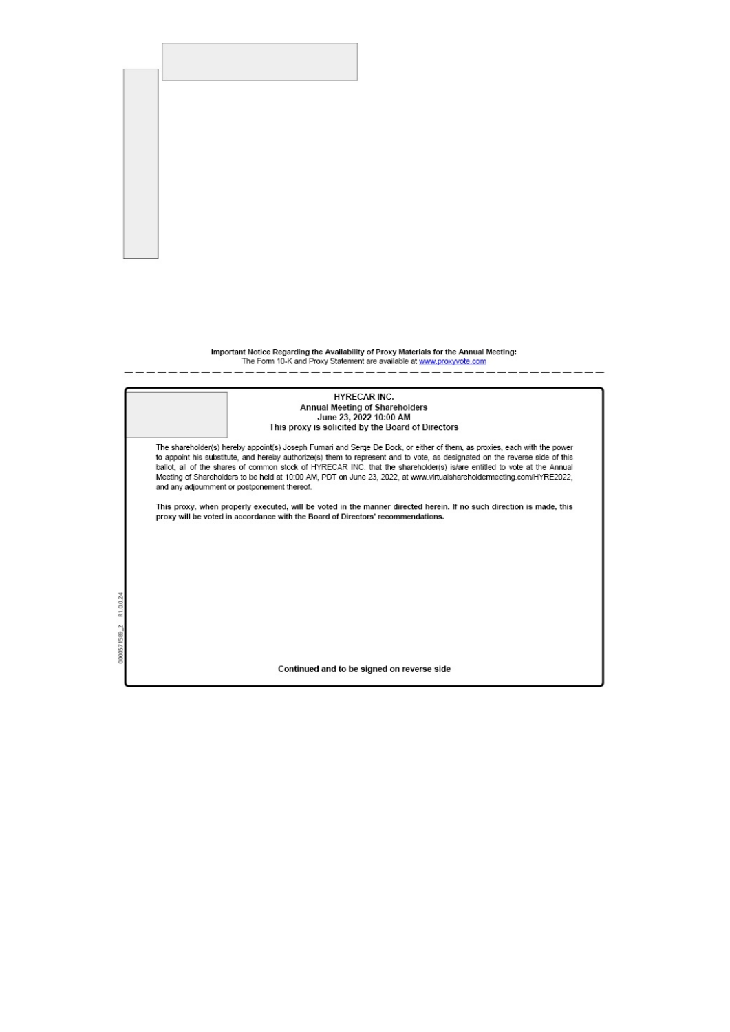**Important Notice Regarding the Availability of Proxy Materials for the Annual Meeting:**
The Form 10-K and Proxy Statement are available at www.proxyvote.com

**HYRECAR INC.**
**Annual Meeting of Shareholders**
**June 23, 2022 10:00 AM**
**This proxy is solicited by the Board of Directors**

The shareholder(s) hereby appoint(s) Joseph Furnari and Serge De Bock, or either of them, as proxies, each with the power to appoint his substitute, and hereby authorize(s) them to represent and to vote, as designated on the reverse side of this ballot, all of the shares of common stock of HYRECAR INC. that the shareholder(s) is/are entitled to vote at the Annual Meeting of Shareholders to be held at 10:00 AM, PDT on June 23, 2022, at www.virtualshareholdermeeting.com/HYRE2022, and any adjournment or postponement thereof.

**This proxy, when properly executed, will be voted in the manner directed herein. If no such direction is made, this proxy will be voted in accordance with the Board of Directors' recommendations.**

**Continued and to be signed on reverse side**

0000571589_2 R1.0.0.24